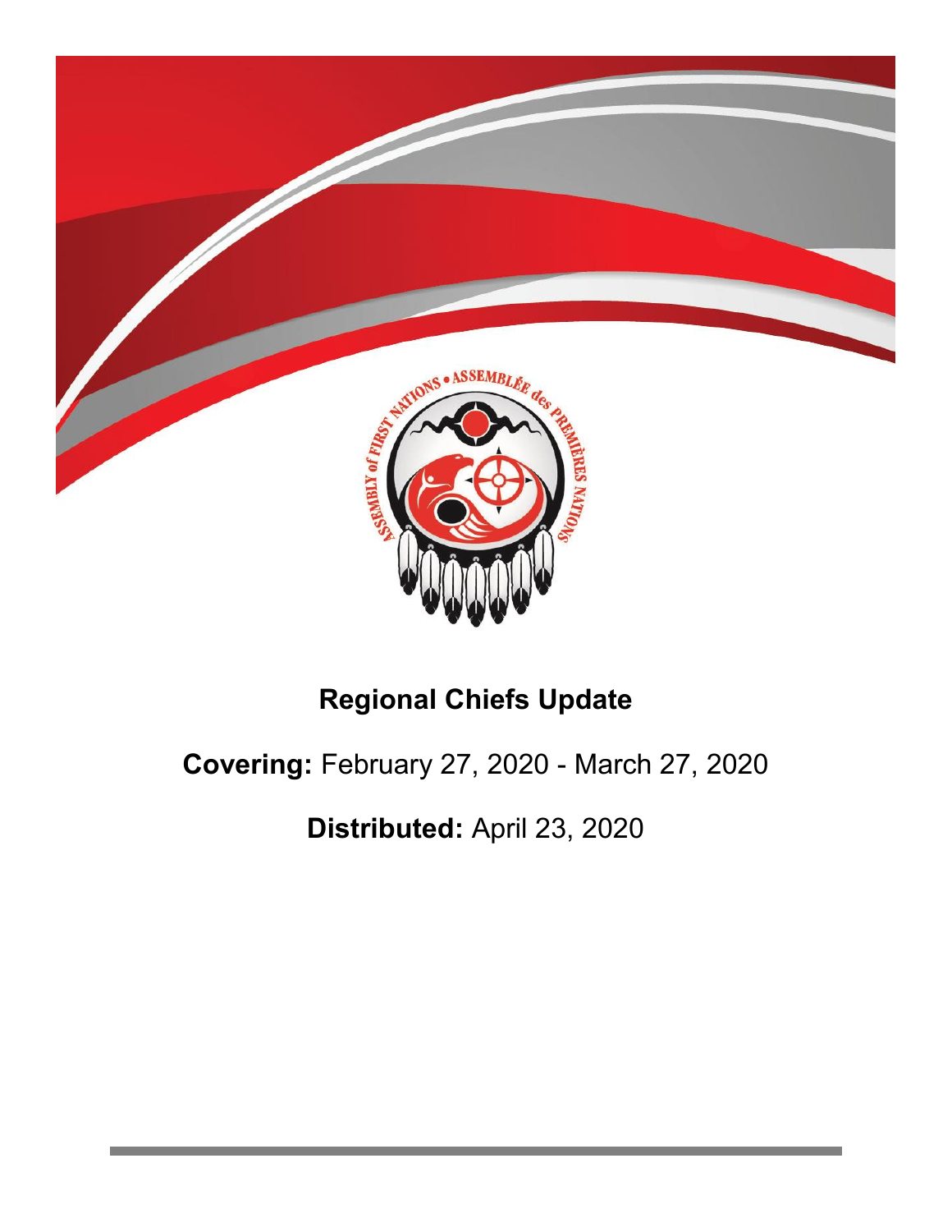# Regional Chiefs Update

**Covering:** February 27, 2020 - March 27, 2020

**Distributed:** April 23, 2020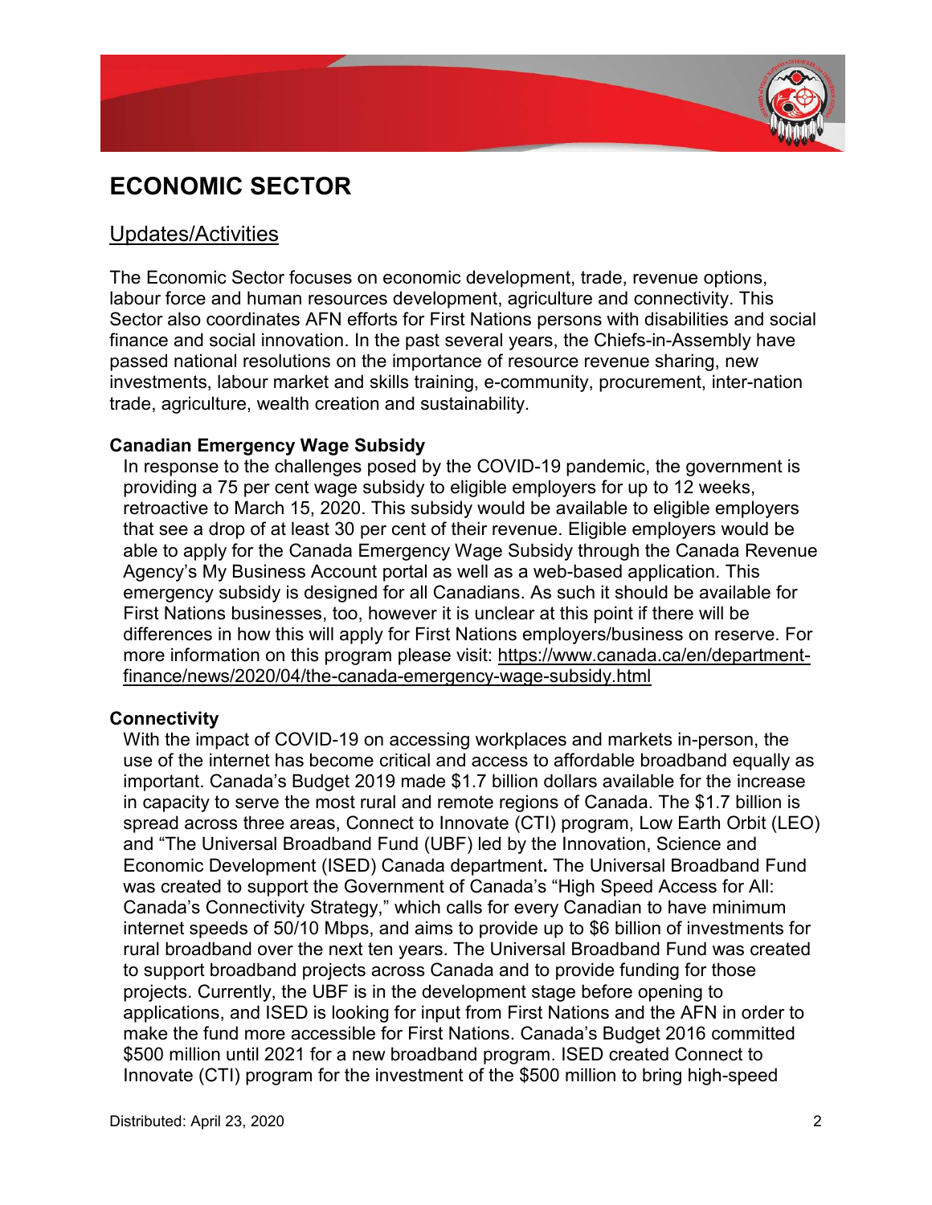# ECONOMIC SECTOR

## Updates/Activities

The Economic Sector focuses on economic development, trade, revenue options, labour force and human resources development, agriculture and connectivity. This Sector also coordinates AFN efforts for First Nations persons with disabilities and social finance and social innovation. In the past several years, the Chiefs-in-Assembly have passed national resolutions on the importance of resource revenue sharing, new investments, labour market and skills training, e-community, procurement, inter-nation trade, agriculture, wealth creation and sustainability.

**Canadian Emergency Wage Subsidy**

In response to the challenges posed by the COVID-19 pandemic, the government is providing a 75 per cent wage subsidy to eligible employers for up to 12 weeks, retroactive to March 15, 2020. This subsidy would be available to eligible employers that see a drop of at least 30 per cent of their revenue. Eligible employers would be able to apply for the Canada Emergency Wage Subsidy through the Canada Revenue Agency's My Business Account portal as well as a web-based application. This emergency subsidy is designed for all Canadians. As such it should be available for First Nations businesses, too, however it is unclear at this point if there will be differences in how this will apply for First Nations employers/business on reserve. For more information on this program please visit: https://www.canada.ca/en/department-finance/news/2020/04/the-canada-emergency-wage-subsidy.html

**Connectivity**

With the impact of COVID-19 on accessing workplaces and markets in-person, the use of the internet has become critical and access to affordable broadband equally as important. Canada's Budget 2019 made $1.7 billion dollars available for the increase in capacity to serve the most rural and remote regions of Canada. The $1.7 billion is spread across three areas, Connect to Innovate (CTI) program, Low Earth Orbit (LEO) and "The Universal Broadband Fund (UBF) led by the Innovation, Science and Economic Development (ISED) Canada department**.** The Universal Broadband Fund was created to support the Government of Canada's "High Speed Access for All: Canada's Connectivity Strategy," which calls for every Canadian to have minimum internet speeds of 50/10 Mbps, and aims to provide up to $6 billion of investments for rural broadband over the next ten years. The Universal Broadband Fund was created to support broadband projects across Canada and to provide funding for those projects. Currently, the UBF is in the development stage before opening to applications, and ISED is looking for input from First Nations and the AFN in order to make the fund more accessible for First Nations. Canada's Budget 2016 committed $500 million until 2021 for a new broadband program. ISED created Connect to Innovate (CTI) program for the investment of the $500 million to bring high-speed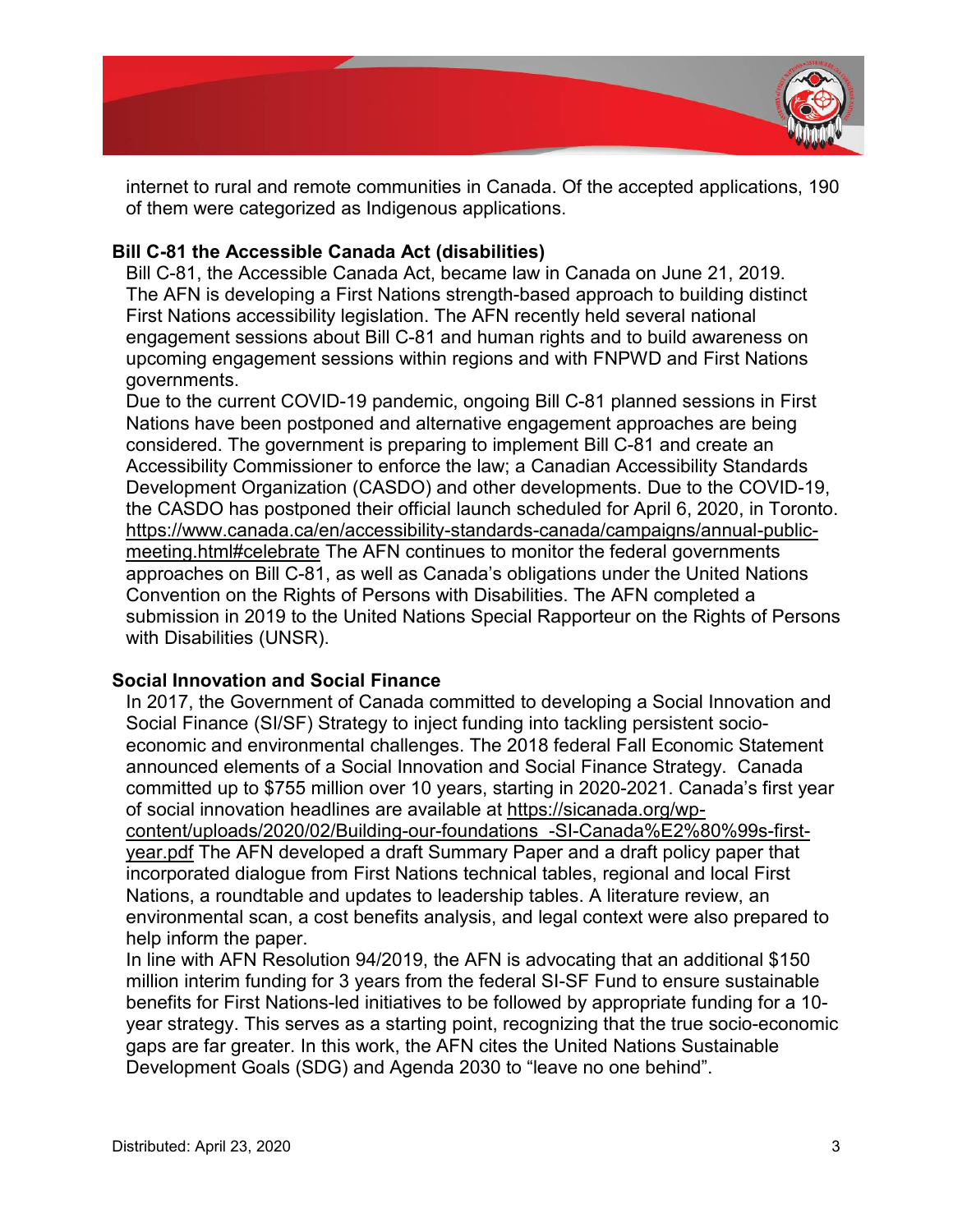internet to rural and remote communities in Canada. Of the accepted applications, 190 of them were categorized as Indigenous applications.

**Bill C-81 the Accessible Canada Act (disabilities)**

Bill C-81, the Accessible Canada Act, became law in Canada on June 21, 2019. The AFN is developing a First Nations strength-based approach to building distinct First Nations accessibility legislation. The AFN recently held several national engagement sessions about Bill C-81 and human rights and to build awareness on upcoming engagement sessions within regions and with FNPWD and First Nations governments.

Due to the current COVID-19 pandemic, ongoing Bill C-81 planned sessions in First Nations have been postponed and alternative engagement approaches are being considered. The government is preparing to implement Bill C-81 and create an Accessibility Commissioner to enforce the law; a Canadian Accessibility Standards Development Organization (CASDO) and other developments. Due to the COVID-19, the CASDO has postponed their official launch scheduled for April 6, 2020, in Toronto. https://www.canada.ca/en/accessibility-standards-canada/campaigns/annual-public-meeting.html#celebrate The AFN continues to monitor the federal governments approaches on Bill C-81, as well as Canada's obligations under the United Nations Convention on the Rights of Persons with Disabilities. The AFN completed a submission in 2019 to the United Nations Special Rapporteur on the Rights of Persons with Disabilities (UNSR).

**Social Innovation and Social Finance**

In 2017, the Government of Canada committed to developing a Social Innovation and Social Finance (SI/SF) Strategy to inject funding into tackling persistent socio-economic and environmental challenges. The 2018 federal Fall Economic Statement announced elements of a Social Innovation and Social Finance Strategy. Canada committed up to $755 million over 10 years, starting in 2020-2021. Canada's first year of social innovation headlines are available at https://sicanada.org/wp-content/uploads/2020/02/Building-our-foundations_-SI-Canada%E2%80%99s-first-year.pdf The AFN developed a draft Summary Paper and a draft policy paper that incorporated dialogue from First Nations technical tables, regional and local First Nations, a roundtable and updates to leadership tables. A literature review, an environmental scan, a cost benefits analysis, and legal context were also prepared to help inform the paper.

In line with AFN Resolution 94/2019, the AFN is advocating that an additional $150 million interim funding for 3 years from the federal SI-SF Fund to ensure sustainable benefits for First Nations-led initiatives to be followed by appropriate funding for a 10-year strategy. This serves as a starting point, recognizing that the true socio-economic gaps are far greater. In this work, the AFN cites the United Nations Sustainable Development Goals (SDG) and Agenda 2030 to "leave no one behind".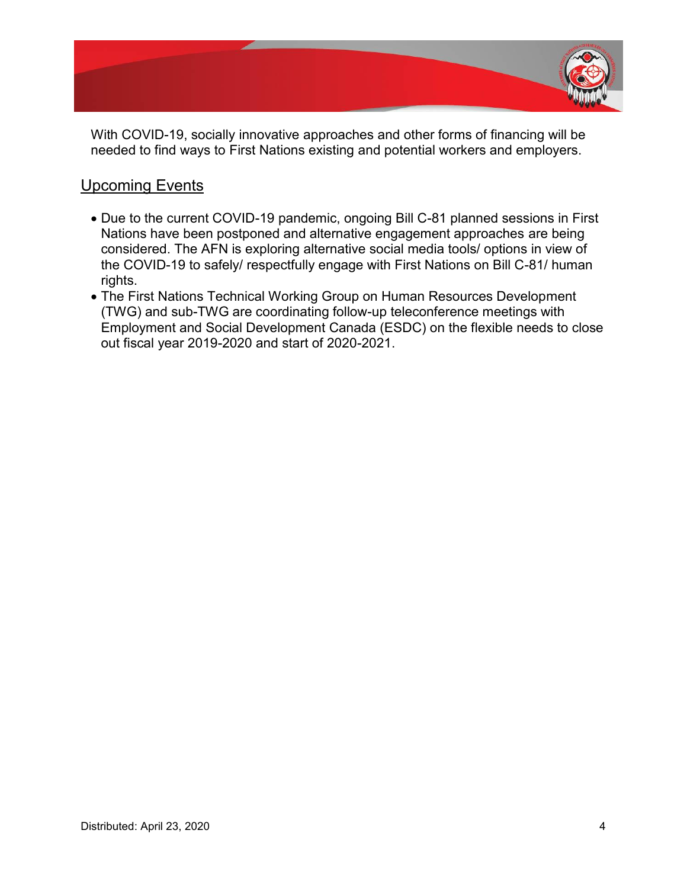With COVID-19, socially innovative approaches and other forms of financing will be needed to find ways to First Nations existing and potential workers and employers.

## Upcoming Events

- Due to the current COVID-19 pandemic, ongoing Bill C-81 planned sessions in First Nations have been postponed and alternative engagement approaches are being considered. The AFN is exploring alternative social media tools/ options in view of the COVID-19 to safely/ respectfully engage with First Nations on Bill C-81/ human rights.
- The First Nations Technical Working Group on Human Resources Development (TWG) and sub-TWG are coordinating follow-up teleconference meetings with Employment and Social Development Canada (ESDC) on the flexible needs to close out fiscal year 2019-2020 and start of 2020-2021.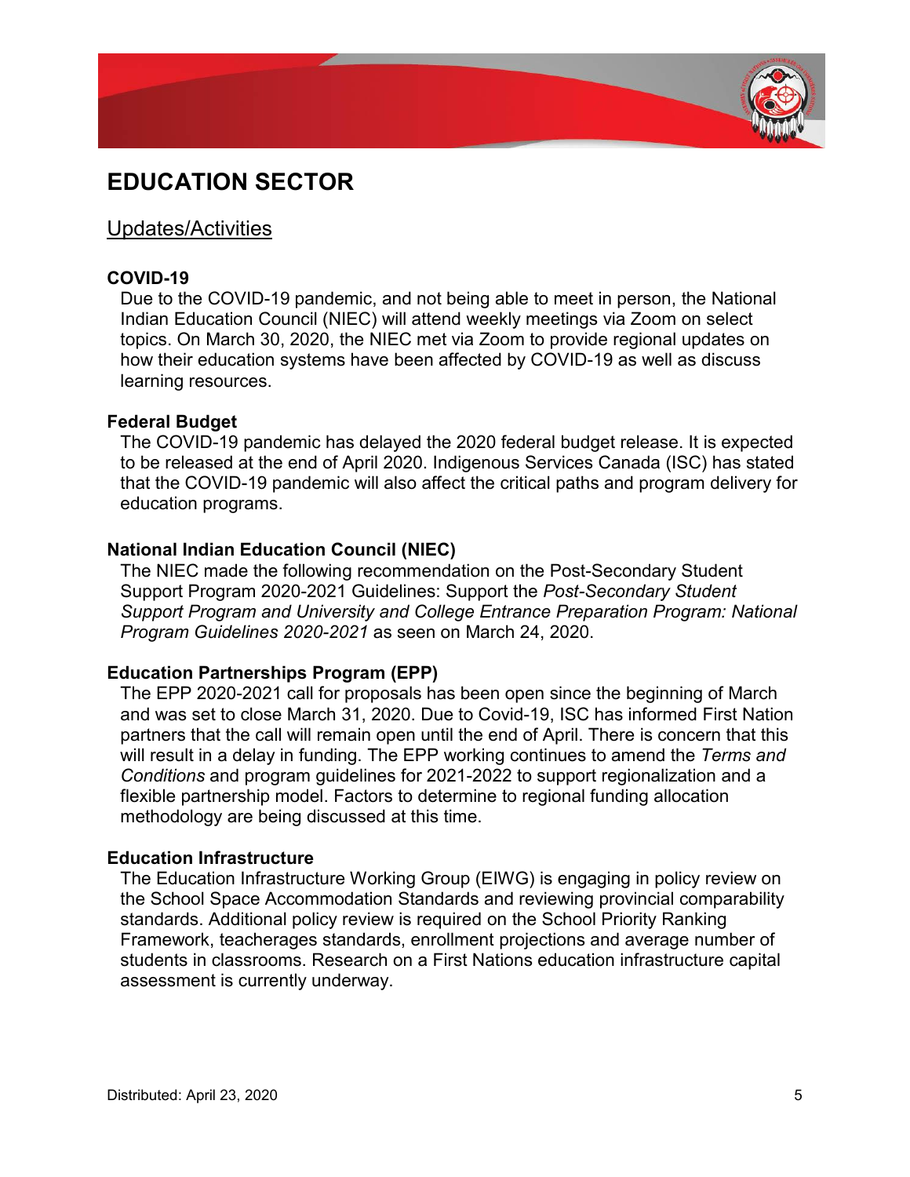# EDUCATION SECTOR

## Updates/Activities

**COVID-19**

Due to the COVID-19 pandemic, and not being able to meet in person, the National Indian Education Council (NIEC) will attend weekly meetings via Zoom on select topics. On March 30, 2020, the NIEC met via Zoom to provide regional updates on how their education systems have been affected by COVID-19 as well as discuss learning resources.

**Federal Budget**

The COVID-19 pandemic has delayed the 2020 federal budget release. It is expected to be released at the end of April 2020. Indigenous Services Canada (ISC) has stated that the COVID-19 pandemic will also affect the critical paths and program delivery for education programs.

**National Indian Education Council (NIEC)**

The NIEC made the following recommendation on the Post-Secondary Student Support Program 2020-2021 Guidelines: Support the *Post-Secondary Student Support Program and University and College Entrance Preparation Program: National Program Guidelines 2020-2021* as seen on March 24, 2020.

**Education Partnerships Program (EPP)**

The EPP 2020-2021 call for proposals has been open since the beginning of March and was set to close March 31, 2020. Due to Covid-19, ISC has informed First Nation partners that the call will remain open until the end of April. There is concern that this will result in a delay in funding. The EPP working continues to amend the *Terms and Conditions* and program guidelines for 2021-2022 to support regionalization and a flexible partnership model. Factors to determine to regional funding allocation methodology are being discussed at this time.

**Education Infrastructure**

The Education Infrastructure Working Group (EIWG) is engaging in policy review on the School Space Accommodation Standards and reviewing provincial comparability standards. Additional policy review is required on the School Priority Ranking Framework, teacherages standards, enrollment projections and average number of students in classrooms. Research on a First Nations education infrastructure capital assessment is currently underway.

Distributed: April 23, 2020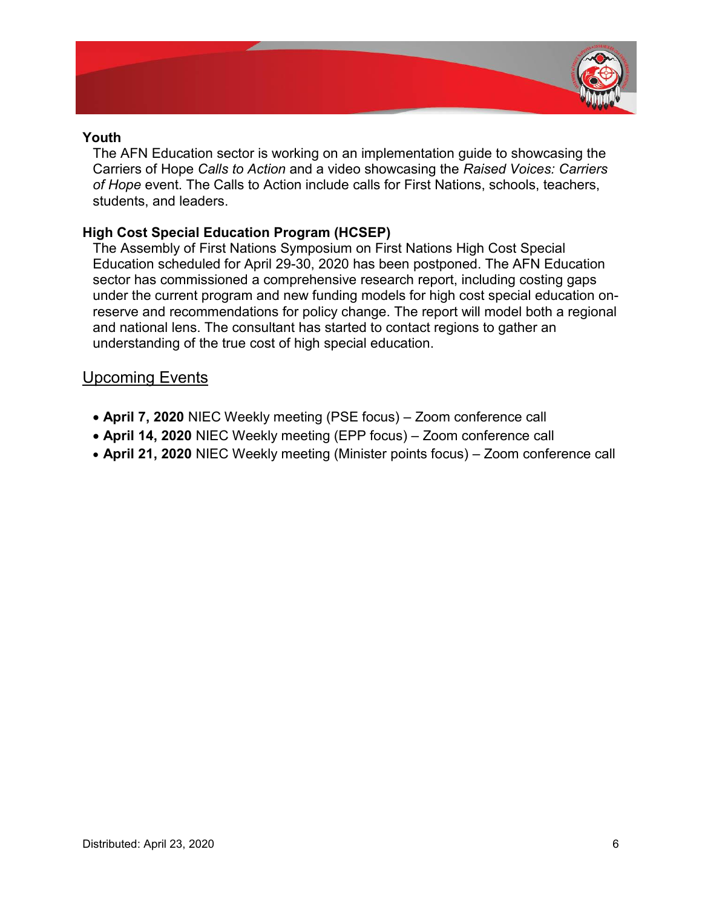### Youth

The AFN Education sector is working on an implementation guide to showcasing the Carriers of Hope *Calls to Action* and a video showcasing the *Raised Voices: Carriers of Hope* event. The Calls to Action include calls for First Nations, schools, teachers, students, and leaders.

### High Cost Special Education Program (HCSEP)

The Assembly of First Nations Symposium on First Nations High Cost Special Education scheduled for April 29-30, 2020 has been postponed. The AFN Education sector has commissioned a comprehensive research report, including costing gaps under the current program and new funding models for high cost special education on-reserve and recommendations for policy change. The report will model both a regional and national lens. The consultant has started to contact regions to gather an understanding of the true cost of high special education.

## Upcoming Events

- **April 7, 2020** NIEC Weekly meeting (PSE focus) – Zoom conference call
- **April 14, 2020** NIEC Weekly meeting (EPP focus) – Zoom conference call
- **April 21, 2020** NIEC Weekly meeting (Minister points focus) – Zoom conference call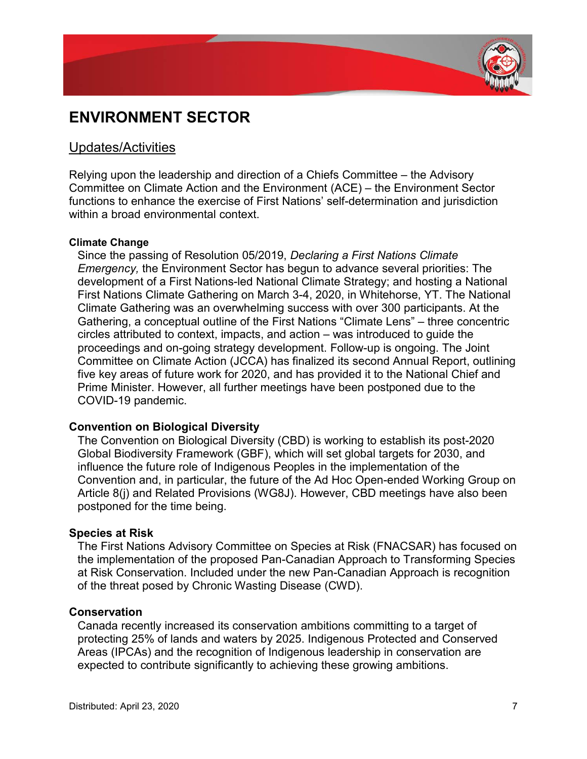# ENVIRONMENT SECTOR

## Updates/Activities

Relying upon the leadership and direction of a Chiefs Committee – the Advisory Committee on Climate Action and the Environment (ACE) – the Environment Sector functions to enhance the exercise of First Nations' self-determination and jurisdiction within a broad environmental context.

**Climate Change**

Since the passing of Resolution 05/2019, *Declaring a First Nations Climate Emergency,* the Environment Sector has begun to advance several priorities: The development of a First Nations-led National Climate Strategy; and hosting a National First Nations Climate Gathering on March 3-4, 2020, in Whitehorse, YT. The National Climate Gathering was an overwhelming success with over 300 participants. At the Gathering, a conceptual outline of the First Nations "Climate Lens" – three concentric circles attributed to context, impacts, and action – was introduced to guide the proceedings and on-going strategy development. Follow-up is ongoing. The Joint Committee on Climate Action (JCCA) has finalized its second Annual Report, outlining five key areas of future work for 2020, and has provided it to the National Chief and Prime Minister. However, all further meetings have been postponed due to the COVID-19 pandemic.

**Convention on Biological Diversity**

The Convention on Biological Diversity (CBD) is working to establish its post-2020 Global Biodiversity Framework (GBF), which will set global targets for 2030, and influence the future role of Indigenous Peoples in the implementation of the Convention and, in particular, the future of the Ad Hoc Open-ended Working Group on Article 8(j) and Related Provisions (WG8J). However, CBD meetings have also been postponed for the time being.

**Species at Risk**

The First Nations Advisory Committee on Species at Risk (FNACSAR) has focused on the implementation of the proposed Pan-Canadian Approach to Transforming Species at Risk Conservation. Included under the new Pan-Canadian Approach is recognition of the threat posed by Chronic Wasting Disease (CWD).

**Conservation**

Canada recently increased its conservation ambitions committing to a target of protecting 25% of lands and waters by 2025. Indigenous Protected and Conserved Areas (IPCAs) and the recognition of Indigenous leadership in conservation are expected to contribute significantly to achieving these growing ambitions.

Distributed: April 23, 2020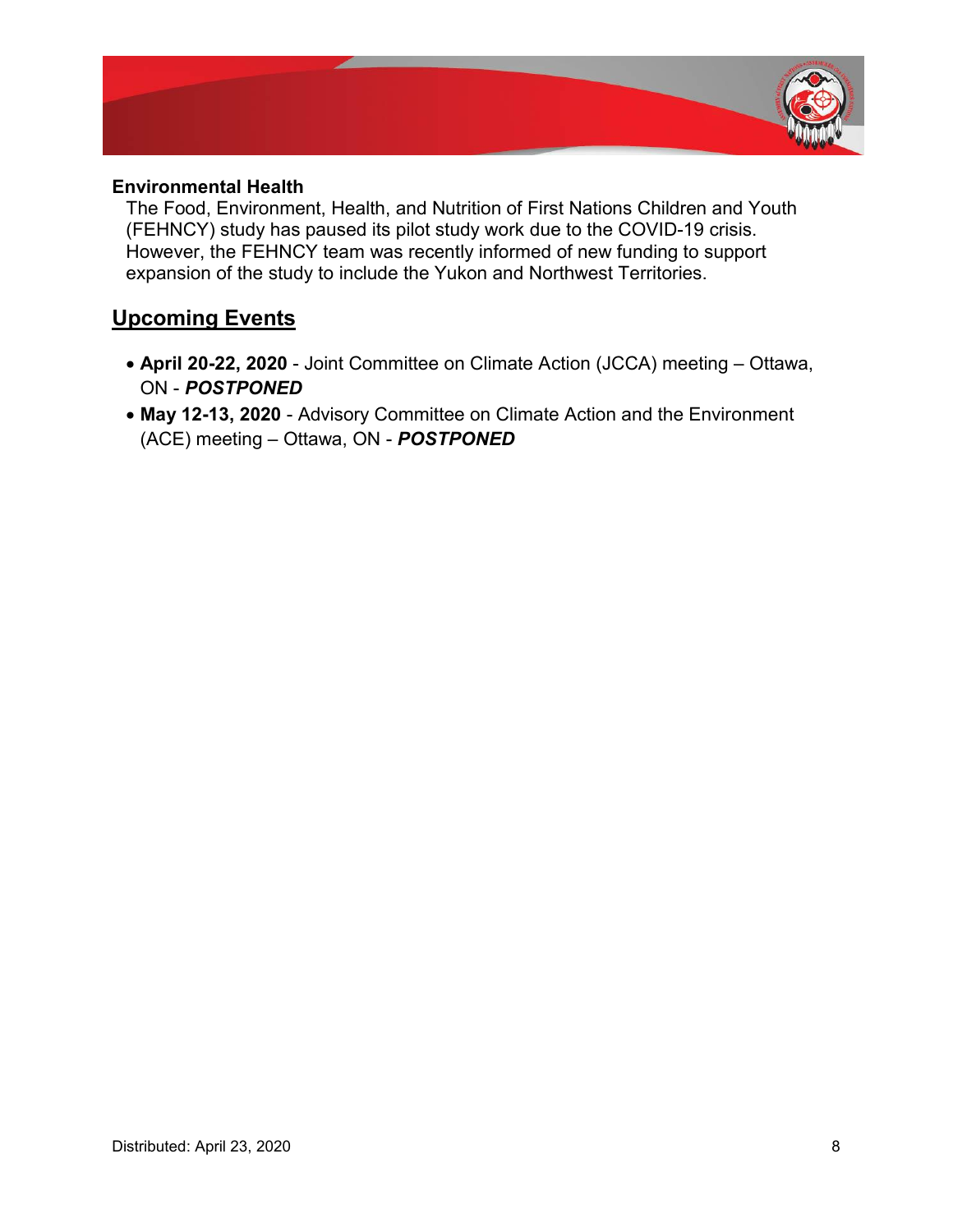**Environmental Health**

The Food, Environment, Health, and Nutrition of First Nations Children and Youth (FEHNCY) study has paused its pilot study work due to the COVID-19 crisis. However, the FEHNCY team was recently informed of new funding to support expansion of the study to include the Yukon and Northwest Territories.

## Upcoming Events

- **April 20-22, 2020** - Joint Committee on Climate Action (JCCA) meeting – Ottawa, ON - ***POSTPONED***
- **May 12-13, 2020** - Advisory Committee on Climate Action and the Environment (ACE) meeting – Ottawa, ON - ***POSTPONED***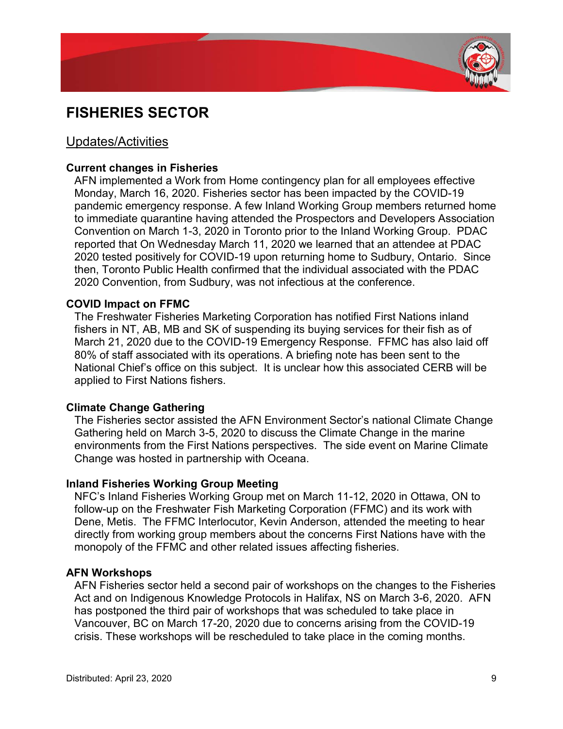# FISHERIES SECTOR

## Updates/Activities

**Current changes in Fisheries**

AFN implemented a Work from Home contingency plan for all employees effective Monday, March 16, 2020. Fisheries sector has been impacted by the COVID-19 pandemic emergency response. A few Inland Working Group members returned home to immediate quarantine having attended the Prospectors and Developers Association Convention on March 1-3, 2020 in Toronto prior to the Inland Working Group. PDAC reported that On Wednesday March 11, 2020 we learned that an attendee at PDAC 2020 tested positively for COVID-19 upon returning home to Sudbury, Ontario. Since then, Toronto Public Health confirmed that the individual associated with the PDAC 2020 Convention, from Sudbury, was not infectious at the conference.

**COVID Impact on FFMC**

The Freshwater Fisheries Marketing Corporation has notified First Nations inland fishers in NT, AB, MB and SK of suspending its buying services for their fish as of March 21, 2020 due to the COVID-19 Emergency Response. FFMC has also laid off 80% of staff associated with its operations. A briefing note has been sent to the National Chief's office on this subject. It is unclear how this associated CERB will be applied to First Nations fishers.

**Climate Change Gathering**

The Fisheries sector assisted the AFN Environment Sector's national Climate Change Gathering held on March 3-5, 2020 to discuss the Climate Change in the marine environments from the First Nations perspectives. The side event on Marine Climate Change was hosted in partnership with Oceana.

**Inland Fisheries Working Group Meeting**

NFC's Inland Fisheries Working Group met on March 11-12, 2020 in Ottawa, ON to follow-up on the Freshwater Fish Marketing Corporation (FFMC) and its work with Dene, Metis. The FFMC Interlocutor, Kevin Anderson, attended the meeting to hear directly from working group members about the concerns First Nations have with the monopoly of the FFMC and other related issues affecting fisheries.

**AFN Workshops**

AFN Fisheries sector held a second pair of workshops on the changes to the Fisheries Act and on Indigenous Knowledge Protocols in Halifax, NS on March 3-6, 2020. AFN has postponed the third pair of workshops that was scheduled to take place in Vancouver, BC on March 17-20, 2020 due to concerns arising from the COVID-19 crisis. These workshops will be rescheduled to take place in the coming months.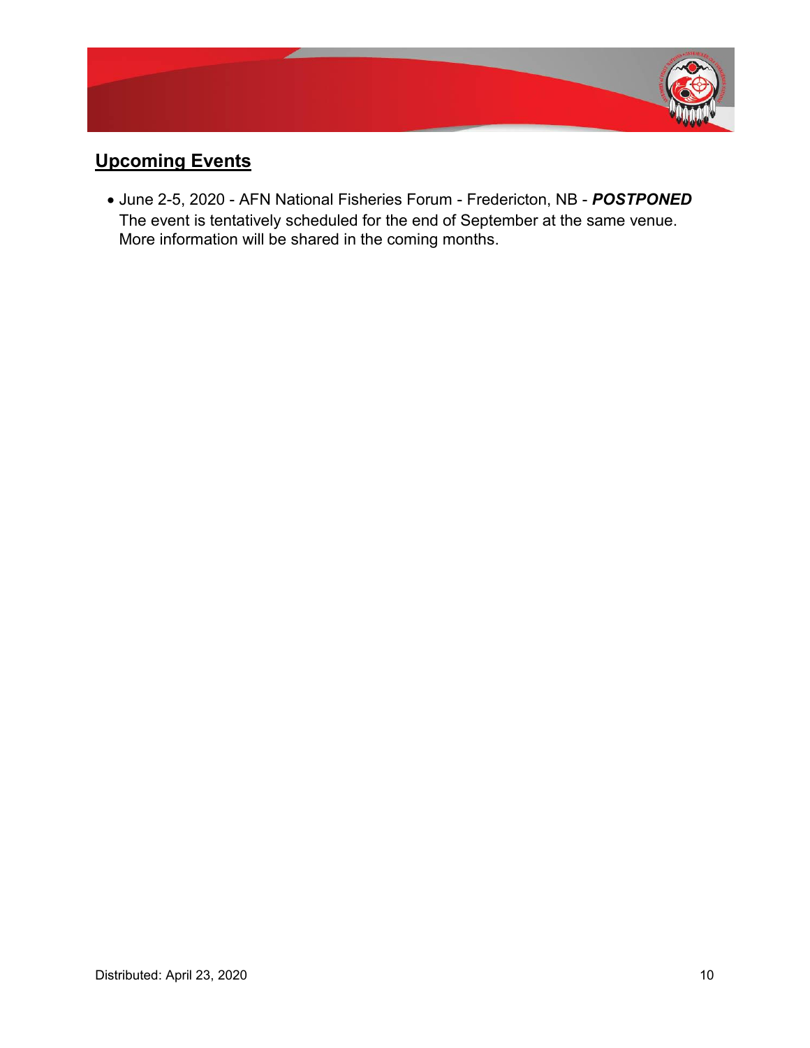## Upcoming Events

- June 2-5, 2020 - AFN National Fisheries Forum - Fredericton, NB - ***POSTPONED***
  The event is tentatively scheduled for the end of September at the same venue. More information will be shared in the coming months.

Distributed: April 23, 2020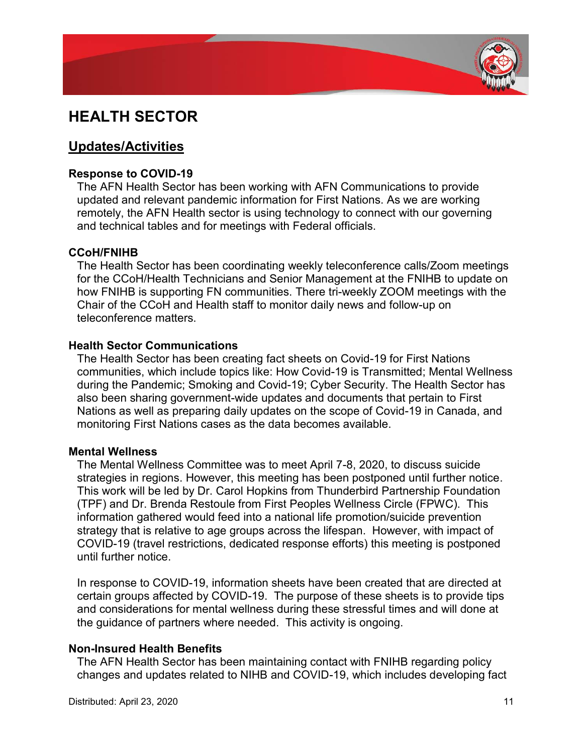# HEALTH SECTOR

## Updates/Activities

**Response to COVID-19**

The AFN Health Sector has been working with AFN Communications to provide updated and relevant pandemic information for First Nations. As we are working remotely, the AFN Health sector is using technology to connect with our governing and technical tables and for meetings with Federal officials.

**CCoH/FNIHB**

The Health Sector has been coordinating weekly teleconference calls/Zoom meetings for the CCoH/Health Technicians and Senior Management at the FNIHB to update on how FNIHB is supporting FN communities. There tri-weekly ZOOM meetings with the Chair of the CCoH and Health staff to monitor daily news and follow-up on teleconference matters.

**Health Sector Communications**

The Health Sector has been creating fact sheets on Covid-19 for First Nations communities, which include topics like: How Covid-19 is Transmitted; Mental Wellness during the Pandemic; Smoking and Covid-19; Cyber Security. The Health Sector has also been sharing government-wide updates and documents that pertain to First Nations as well as preparing daily updates on the scope of Covid-19 in Canada, and monitoring First Nations cases as the data becomes available.

**Mental Wellness**

The Mental Wellness Committee was to meet April 7-8, 2020, to discuss suicide strategies in regions. However, this meeting has been postponed until further notice. This work will be led by Dr. Carol Hopkins from Thunderbird Partnership Foundation (TPF) and Dr. Brenda Restoule from First Peoples Wellness Circle (FPWC). This information gathered would feed into a national life promotion/suicide prevention strategy that is relative to age groups across the lifespan. However, with impact of COVID-19 (travel restrictions, dedicated response efforts) this meeting is postponed until further notice.

In response to COVID-19, information sheets have been created that are directed at certain groups affected by COVID-19. The purpose of these sheets is to provide tips and considerations for mental wellness during these stressful times and will done at the guidance of partners where needed. This activity is ongoing.

**Non-Insured Health Benefits**

The AFN Health Sector has been maintaining contact with FNIHB regarding policy changes and updates related to NIHB and COVID-19, which includes developing fact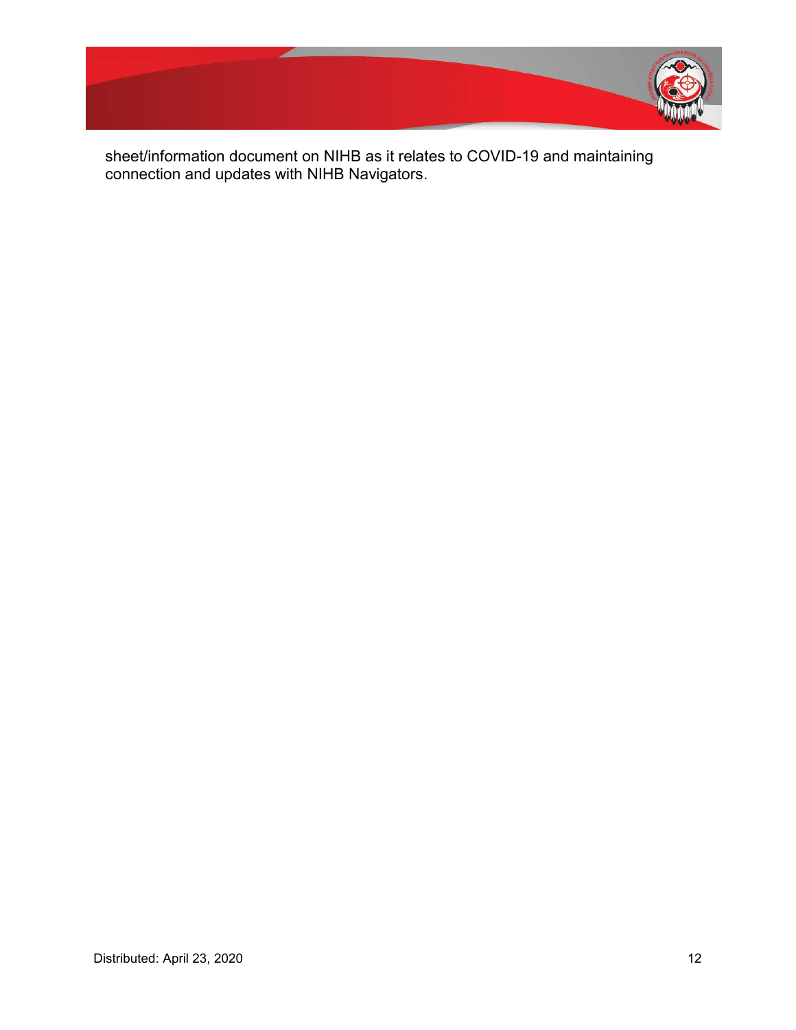sheet/information document on NIHB as it relates to COVID-19 and maintaining connection and updates with NIHB Navigators.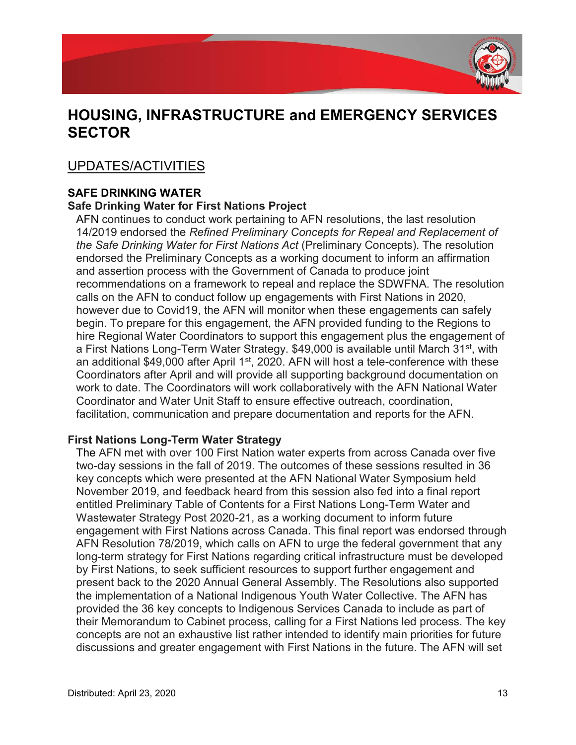# HOUSING, INFRASTRUCTURE and EMERGENCY SERVICES SECTOR

## UPDATES/ACTIVITIES

### SAFE DRINKING WATER

**Safe Drinking Water for First Nations Project**

AFN continues to conduct work pertaining to AFN resolutions, the last resolution 14/2019 endorsed the *Refined Preliminary Concepts for Repeal and Replacement of the Safe Drinking Water for First Nations Act* (Preliminary Concepts). The resolution endorsed the Preliminary Concepts as a working document to inform an affirmation and assertion process with the Government of Canada to produce joint recommendations on a framework to repeal and replace the SDWFNA. The resolution calls on the AFN to conduct follow up engagements with First Nations in 2020, however due to Covid19, the AFN will monitor when these engagements can safely begin. To prepare for this engagement, the AFN provided funding to the Regions to hire Regional Water Coordinators to support this engagement plus the engagement of a First Nations Long-Term Water Strategy. $49,000 is available until March 31st, with an additional $49,000 after April 1st, 2020. AFN will host a tele-conference with these Coordinators after April and will provide all supporting background documentation on work to date. The Coordinators will work collaboratively with the AFN National Water Coordinator and Water Unit Staff to ensure effective outreach, coordination, facilitation, communication and prepare documentation and reports for the AFN.

**First Nations Long-Term Water Strategy**

The AFN met with over 100 First Nation water experts from across Canada over five two-day sessions in the fall of 2019. The outcomes of these sessions resulted in 36 key concepts which were presented at the AFN National Water Symposium held November 2019, and feedback heard from this session also fed into a final report entitled Preliminary Table of Contents for a First Nations Long-Term Water and Wastewater Strategy Post 2020-21, as a working document to inform future engagement with First Nations across Canada. This final report was endorsed through AFN Resolution 78/2019, which calls on AFN to urge the federal government that any long-term strategy for First Nations regarding critical infrastructure must be developed by First Nations, to seek sufficient resources to support further engagement and present back to the 2020 Annual General Assembly. The Resolutions also supported the implementation of a National Indigenous Youth Water Collective. The AFN has provided the 36 key concepts to Indigenous Services Canada to include as part of their Memorandum to Cabinet process, calling for a First Nations led process. The key concepts are not an exhaustive list rather intended to identify main priorities for future discussions and greater engagement with First Nations in the future. The AFN will set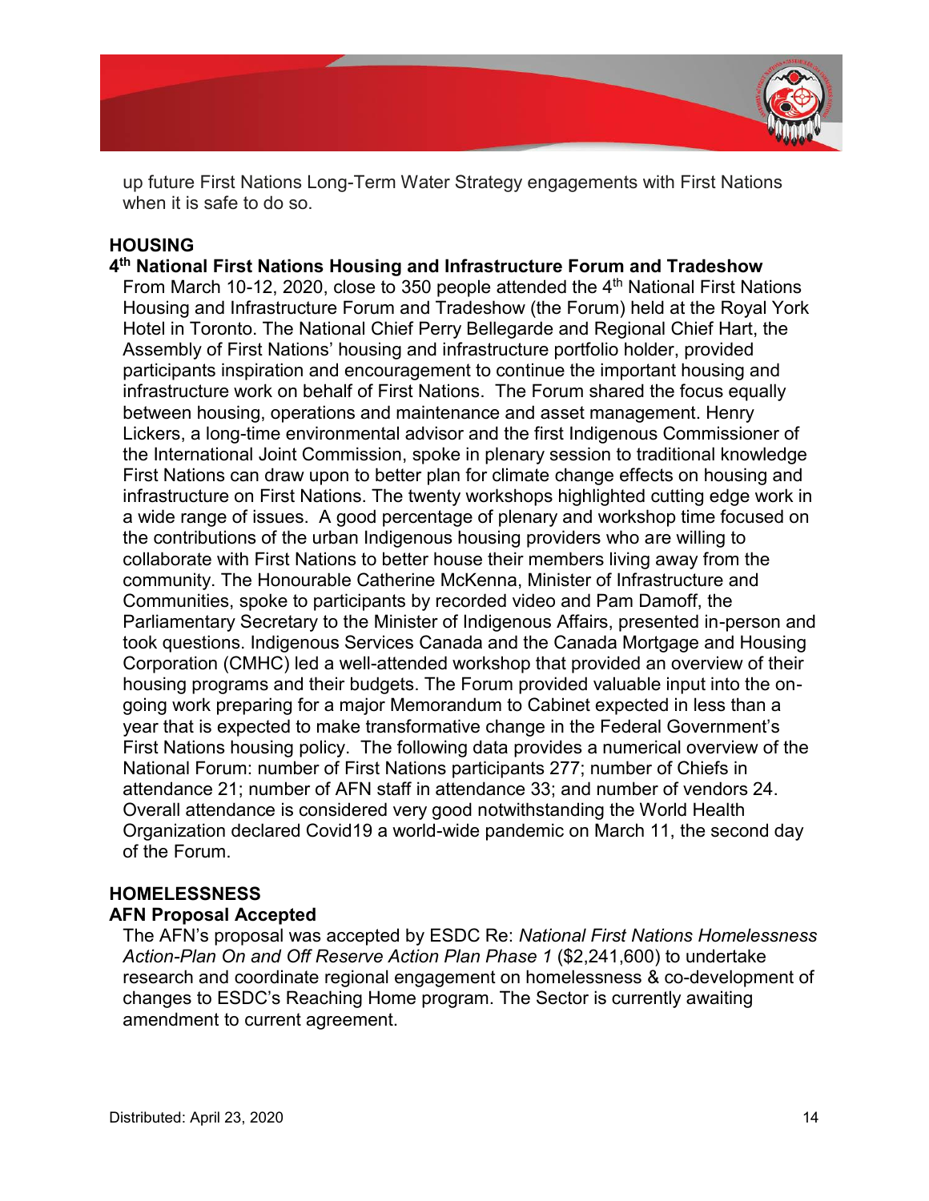up future First Nations Long-Term Water Strategy engagements with First Nations when it is safe to do so.

## HOUSING

### 4th National First Nations Housing and Infrastructure Forum and Tradeshow

From March 10-12, 2020, close to 350 people attended the 4th National First Nations Housing and Infrastructure Forum and Tradeshow (the Forum) held at the Royal York Hotel in Toronto. The National Chief Perry Bellegarde and Regional Chief Hart, the Assembly of First Nations' housing and infrastructure portfolio holder, provided participants inspiration and encouragement to continue the important housing and infrastructure work on behalf of First Nations. The Forum shared the focus equally between housing, operations and maintenance and asset management. Henry Lickers, a long-time environmental advisor and the first Indigenous Commissioner of the International Joint Commission, spoke in plenary session to traditional knowledge First Nations can draw upon to better plan for climate change effects on housing and infrastructure on First Nations. The twenty workshops highlighted cutting edge work in a wide range of issues. A good percentage of plenary and workshop time focused on the contributions of the urban Indigenous housing providers who are willing to collaborate with First Nations to better house their members living away from the community. The Honourable Catherine McKenna, Minister of Infrastructure and Communities, spoke to participants by recorded video and Pam Damoff, the Parliamentary Secretary to the Minister of Indigenous Affairs, presented in-person and took questions. Indigenous Services Canada and the Canada Mortgage and Housing Corporation (CMHC) led a well-attended workshop that provided an overview of their housing programs and their budgets. The Forum provided valuable input into the on-going work preparing for a major Memorandum to Cabinet expected in less than a year that is expected to make transformative change in the Federal Government's First Nations housing policy. The following data provides a numerical overview of the National Forum: number of First Nations participants 277; number of Chiefs in attendance 21; number of AFN staff in attendance 33; and number of vendors 24. Overall attendance is considered very good notwithstanding the World Health Organization declared Covid19 a world-wide pandemic on March 11, the second day of the Forum.

## HOMELESSNESS

### AFN Proposal Accepted

The AFN's proposal was accepted by ESDC Re: *National First Nations Homelessness Action-Plan On and Off Reserve Action Plan Phase 1* ($2,241,600) to undertake research and coordinate regional engagement on homelessness & co-development of changes to ESDC's Reaching Home program. The Sector is currently awaiting amendment to current agreement.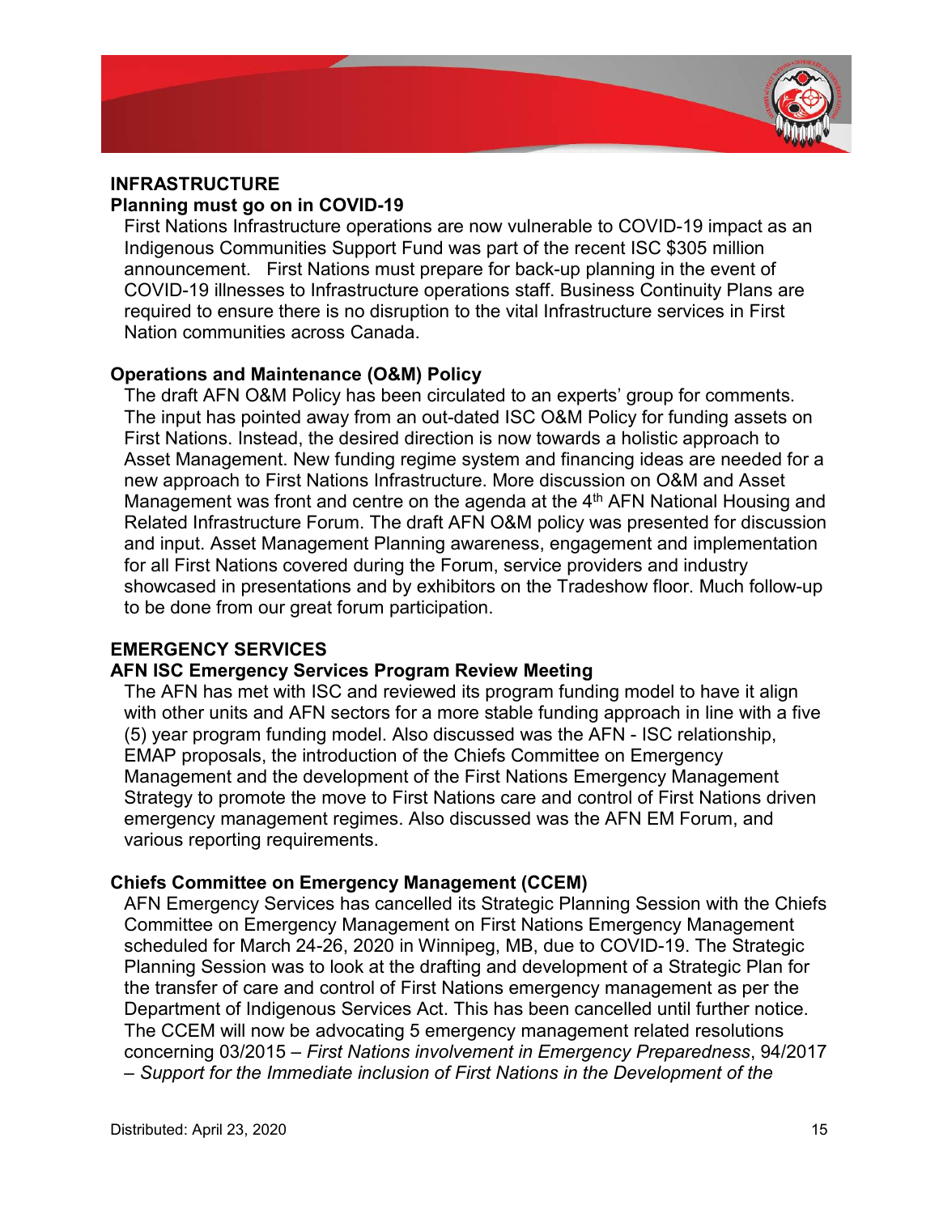## INFRASTRUCTURE

### Planning must go on in COVID-19

First Nations Infrastructure operations are now vulnerable to COVID-19 impact as an Indigenous Communities Support Fund was part of the recent ISC $305 million announcement. First Nations must prepare for back-up planning in the event of COVID-19 illnesses to Infrastructure operations staff. Business Continuity Plans are required to ensure there is no disruption to the vital Infrastructure services in First Nation communities across Canada.

### Operations and Maintenance (O&M) Policy

The draft AFN O&M Policy has been circulated to an experts' group for comments. The input has pointed away from an out-dated ISC O&M Policy for funding assets on First Nations. Instead, the desired direction is now towards a holistic approach to Asset Management. New funding regime system and financing ideas are needed for a new approach to First Nations Infrastructure. More discussion on O&M and Asset Management was front and centre on the agenda at the 4th AFN National Housing and Related Infrastructure Forum. The draft AFN O&M policy was presented for discussion and input. Asset Management Planning awareness, engagement and implementation for all First Nations covered during the Forum, service providers and industry showcased in presentations and by exhibitors on the Tradeshow floor. Much follow-up to be done from our great forum participation.

## EMERGENCY SERVICES

### AFN ISC Emergency Services Program Review Meeting

The AFN has met with ISC and reviewed its program funding model to have it align with other units and AFN sectors for a more stable funding approach in line with a five (5) year program funding model. Also discussed was the AFN - ISC relationship, EMAP proposals, the introduction of the Chiefs Committee on Emergency Management and the development of the First Nations Emergency Management Strategy to promote the move to First Nations care and control of First Nations driven emergency management regimes. Also discussed was the AFN EM Forum, and various reporting requirements.

### Chiefs Committee on Emergency Management (CCEM)

AFN Emergency Services has cancelled its Strategic Planning Session with the Chiefs Committee on Emergency Management on First Nations Emergency Management scheduled for March 24-26, 2020 in Winnipeg, MB, due to COVID-19. The Strategic Planning Session was to look at the drafting and development of a Strategic Plan for the transfer of care and control of First Nations emergency management as per the Department of Indigenous Services Act. This has been cancelled until further notice. The CCEM will now be advocating 5 emergency management related resolutions concerning 03/2015 – *First Nations involvement in Emergency Preparedness*, 94/2017 – *Support for the Immediate inclusion of First Nations in the Development of the*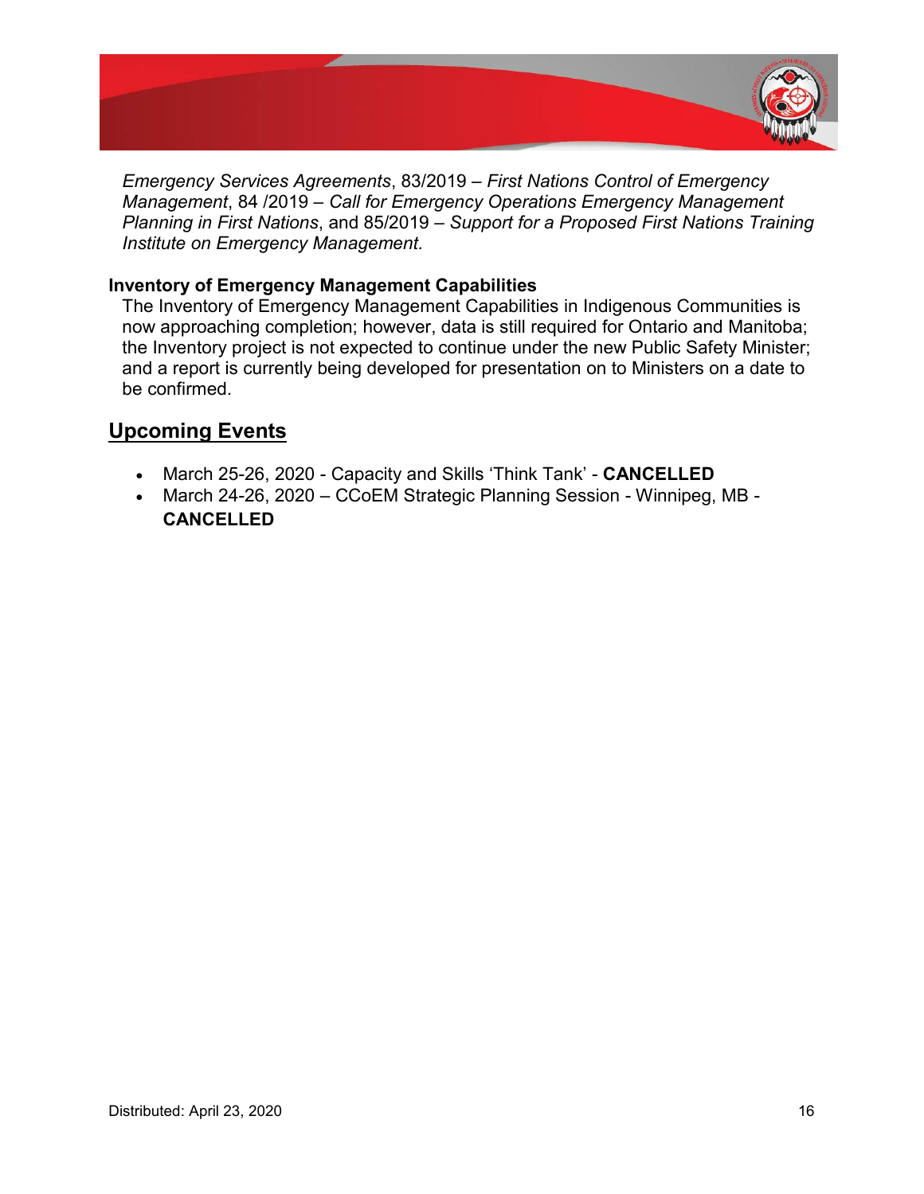*Emergency Services Agreements*, 83/2019 – *First Nations Control of Emergency Management*, 84 /2019 – *Call for Emergency Operations Emergency Management Planning in First Nations*, and 85/2019 – *Support for a Proposed First Nations Training Institute on Emergency Management*.

**Inventory of Emergency Management Capabilities**

The Inventory of Emergency Management Capabilities in Indigenous Communities is now approaching completion; however, data is still required for Ontario and Manitoba; the Inventory project is not expected to continue under the new Public Safety Minister; and a report is currently being developed for presentation on to Ministers on a date to be confirmed.

## Upcoming Events

- March 25-26, 2020 - Capacity and Skills 'Think Tank' - **CANCELLED**
- March 24-26, 2020 – CCoEM Strategic Planning Session - Winnipeg, MB - **CANCELLED**

Distributed: April 23, 2020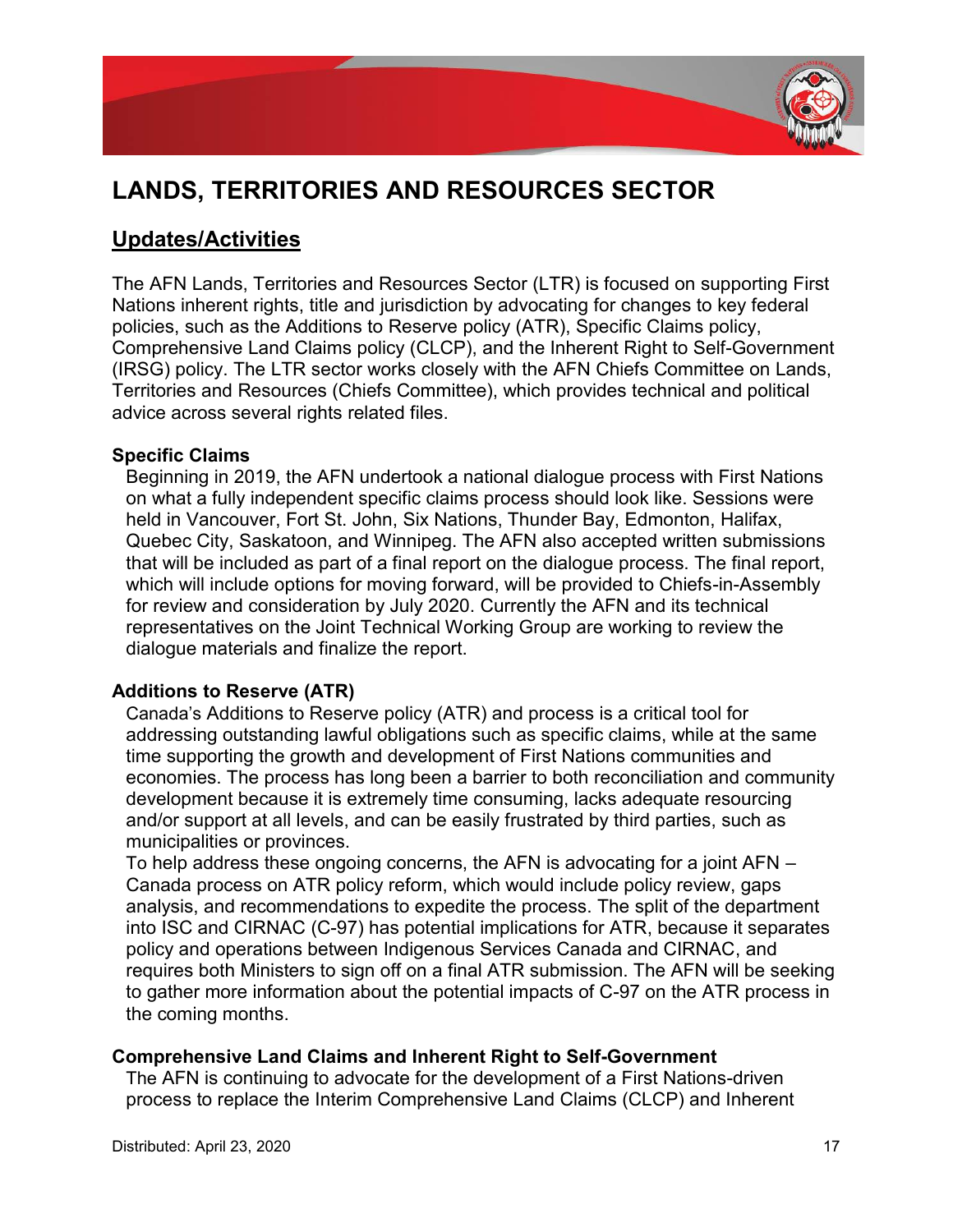# LANDS, TERRITORIES AND RESOURCES SECTOR

## Updates/Activities

The AFN Lands, Territories and Resources Sector (LTR) is focused on supporting First Nations inherent rights, title and jurisdiction by advocating for changes to key federal policies, such as the Additions to Reserve policy (ATR), Specific Claims policy, Comprehensive Land Claims policy (CLCP), and the Inherent Right to Self-Government (IRSG) policy. The LTR sector works closely with the AFN Chiefs Committee on Lands, Territories and Resources (Chiefs Committee), which provides technical and political advice across several rights related files.

**Specific Claims**

Beginning in 2019, the AFN undertook a national dialogue process with First Nations on what a fully independent specific claims process should look like. Sessions were held in Vancouver, Fort St. John, Six Nations, Thunder Bay, Edmonton, Halifax, Quebec City, Saskatoon, and Winnipeg. The AFN also accepted written submissions that will be included as part of a final report on the dialogue process. The final report, which will include options for moving forward, will be provided to Chiefs-in-Assembly for review and consideration by July 2020. Currently the AFN and its technical representatives on the Joint Technical Working Group are working to review the dialogue materials and finalize the report.

**Additions to Reserve (ATR)**

Canada's Additions to Reserve policy (ATR) and process is a critical tool for addressing outstanding lawful obligations such as specific claims, while at the same time supporting the growth and development of First Nations communities and economies. The process has long been a barrier to both reconciliation and community development because it is extremely time consuming, lacks adequate resourcing and/or support at all levels, and can be easily frustrated by third parties, such as municipalities or provinces.

To help address these ongoing concerns, the AFN is advocating for a joint AFN – Canada process on ATR policy reform, which would include policy review, gaps analysis, and recommendations to expedite the process. The split of the department into ISC and CIRNAC (C-97) has potential implications for ATR, because it separates policy and operations between Indigenous Services Canada and CIRNAC, and requires both Ministers to sign off on a final ATR submission. The AFN will be seeking to gather more information about the potential impacts of C-97 on the ATR process in the coming months.

**Comprehensive Land Claims and Inherent Right to Self-Government**

The AFN is continuing to advocate for the development of a First Nations-driven process to replace the Interim Comprehensive Land Claims (CLCP) and Inherent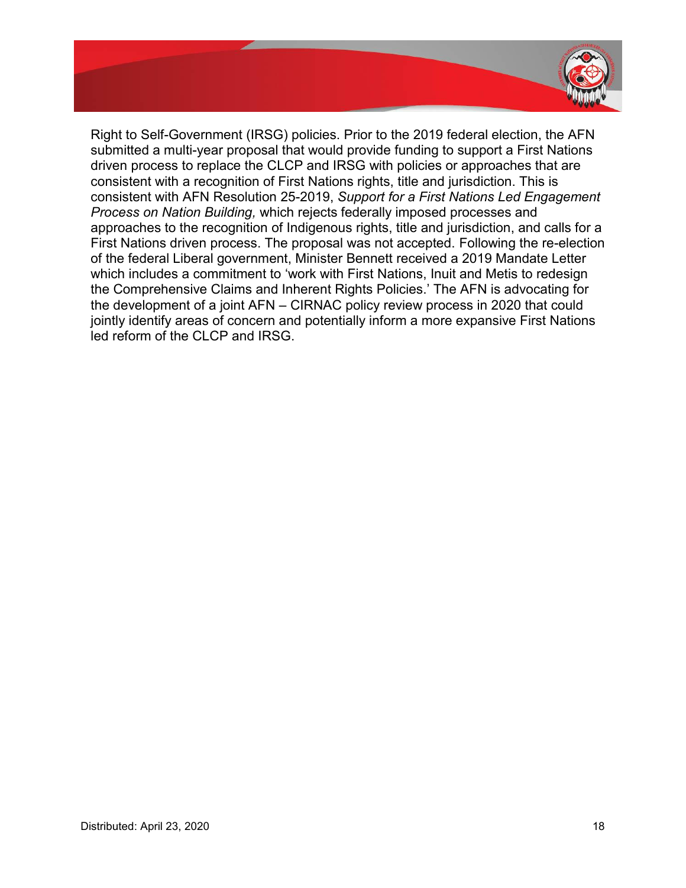Right to Self-Government (IRSG) policies. Prior to the 2019 federal election, the AFN submitted a multi-year proposal that would provide funding to support a First Nations driven process to replace the CLCP and IRSG with policies or approaches that are consistent with a recognition of First Nations rights, title and jurisdiction. This is consistent with AFN Resolution 25-2019, *Support for a First Nations Led Engagement Process on Nation Building,* which rejects federally imposed processes and approaches to the recognition of Indigenous rights, title and jurisdiction, and calls for a First Nations driven process. The proposal was not accepted. Following the re-election of the federal Liberal government, Minister Bennett received a 2019 Mandate Letter which includes a commitment to 'work with First Nations, Inuit and Metis to redesign the Comprehensive Claims and Inherent Rights Policies.' The AFN is advocating for the development of a joint AFN – CIRNAC policy review process in 2020 that could jointly identify areas of concern and potentially inform a more expansive First Nations led reform of the CLCP and IRSG.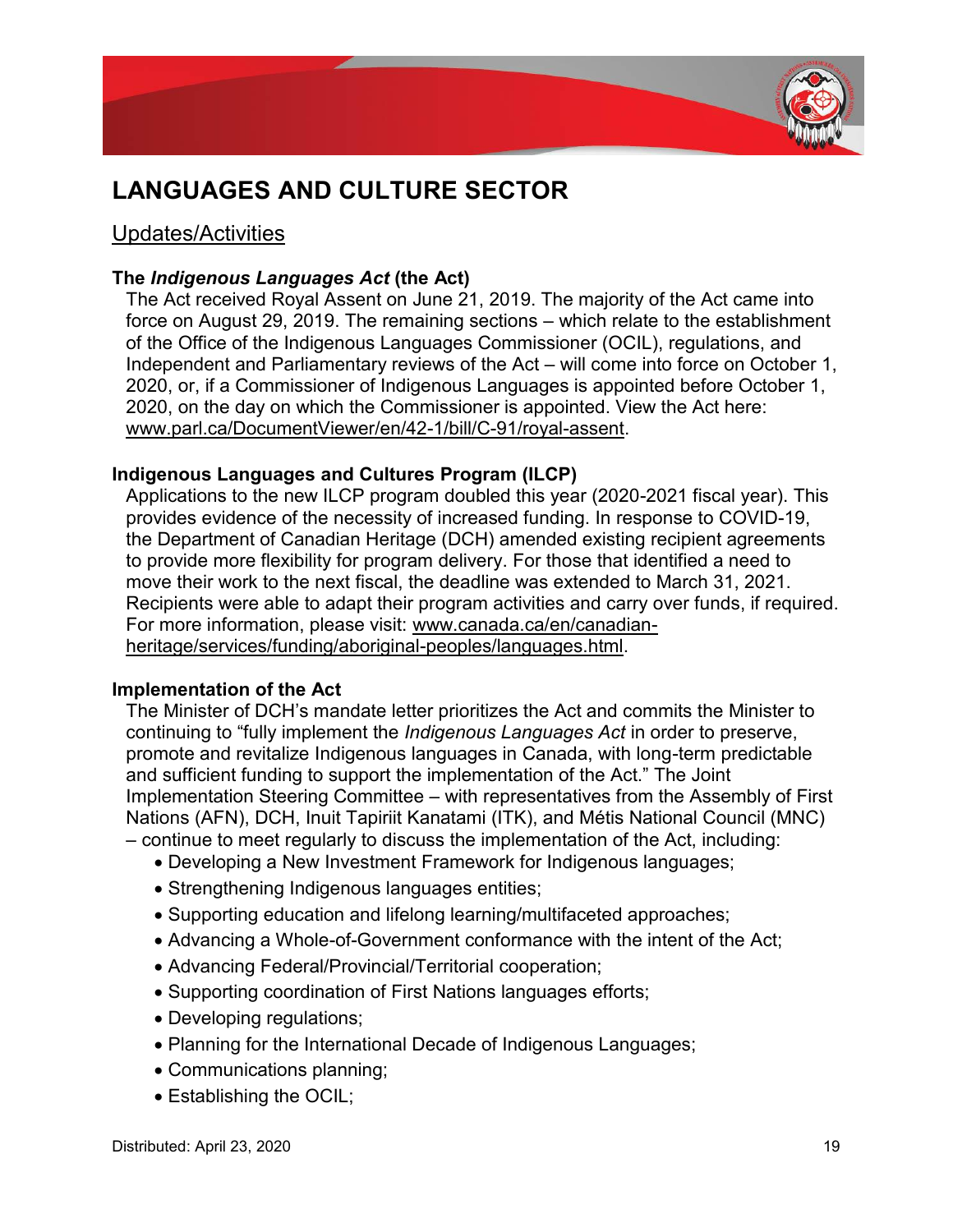# LANGUAGES AND CULTURE SECTOR

## Updates/Activities

**The *Indigenous Languages Act* (the Act)**

The Act received Royal Assent on June 21, 2019. The majority of the Act came into force on August 29, 2019. The remaining sections – which relate to the establishment of the Office of the Indigenous Languages Commissioner (OCIL), regulations, and Independent and Parliamentary reviews of the Act – will come into force on October 1, 2020, or, if a Commissioner of Indigenous Languages is appointed before October 1, 2020, on the day on which the Commissioner is appointed. View the Act here: www.parl.ca/DocumentViewer/en/42-1/bill/C-91/royal-assent.

**Indigenous Languages and Cultures Program (ILCP)**

Applications to the new ILCP program doubled this year (2020-2021 fiscal year). This provides evidence of the necessity of increased funding. In response to COVID-19, the Department of Canadian Heritage (DCH) amended existing recipient agreements to provide more flexibility for program delivery. For those that identified a need to move their work to the next fiscal, the deadline was extended to March 31, 2021. Recipients were able to adapt their program activities and carry over funds, if required. For more information, please visit: www.canada.ca/en/canadian-heritage/services/funding/aboriginal-peoples/languages.html.

**Implementation of the Act**

The Minister of DCH's mandate letter prioritizes the Act and commits the Minister to continuing to "fully implement the *Indigenous Languages Act* in order to preserve, promote and revitalize Indigenous languages in Canada, with long-term predictable and sufficient funding to support the implementation of the Act." The Joint Implementation Steering Committee – with representatives from the Assembly of First Nations (AFN), DCH, Inuit Tapiriit Kanatami (ITK), and Métis National Council (MNC) – continue to meet regularly to discuss the implementation of the Act, including:

- Developing a New Investment Framework for Indigenous languages;
- Strengthening Indigenous languages entities;
- Supporting education and lifelong learning/multifaceted approaches;
- Advancing a Whole-of-Government conformance with the intent of the Act;
- Advancing Federal/Provincial/Territorial cooperation;
- Supporting coordination of First Nations languages efforts;
- Developing regulations;
- Planning for the International Decade of Indigenous Languages;
- Communications planning;
- Establishing the OCIL;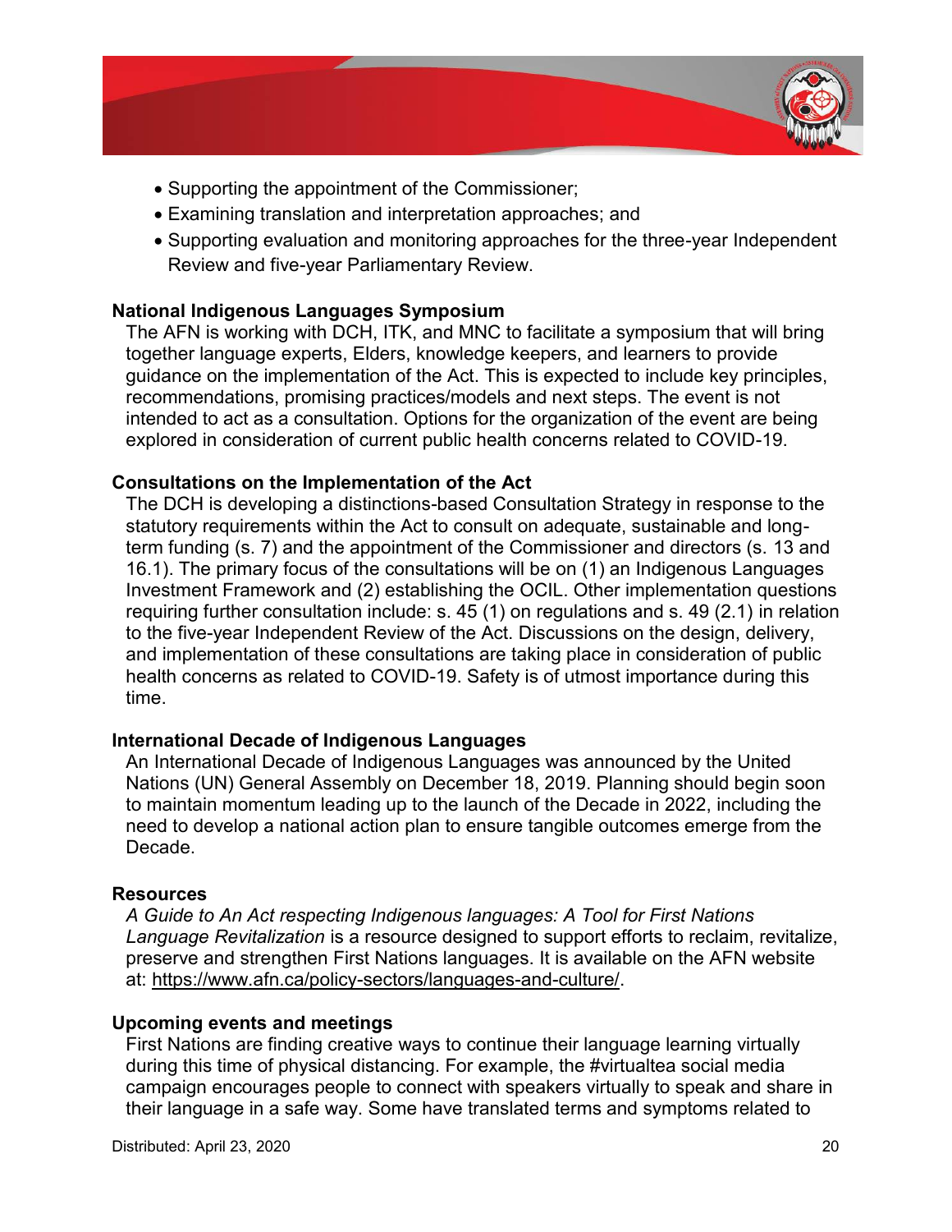- Supporting the appointment of the Commissioner;
- Examining translation and interpretation approaches; and
- Supporting evaluation and monitoring approaches for the three-year Independent Review and five-year Parliamentary Review.

**National Indigenous Languages Symposium**

The AFN is working with DCH, ITK, and MNC to facilitate a symposium that will bring together language experts, Elders, knowledge keepers, and learners to provide guidance on the implementation of the Act. This is expected to include key principles, recommendations, promising practices/models and next steps. The event is not intended to act as a consultation. Options for the organization of the event are being explored in consideration of current public health concerns related to COVID-19.

**Consultations on the Implementation of the Act**

The DCH is developing a distinctions-based Consultation Strategy in response to the statutory requirements within the Act to consult on adequate, sustainable and long-term funding (s. 7) and the appointment of the Commissioner and directors (s. 13 and 16.1). The primary focus of the consultations will be on (1) an Indigenous Languages Investment Framework and (2) establishing the OCIL. Other implementation questions requiring further consultation include: s. 45 (1) on regulations and s. 49 (2.1) in relation to the five-year Independent Review of the Act. Discussions on the design, delivery, and implementation of these consultations are taking place in consideration of public health concerns as related to COVID-19. Safety is of utmost importance during this time.

**International Decade of Indigenous Languages**

An International Decade of Indigenous Languages was announced by the United Nations (UN) General Assembly on December 18, 2019. Planning should begin soon to maintain momentum leading up to the launch of the Decade in 2022, including the need to develop a national action plan to ensure tangible outcomes emerge from the Decade.

**Resources**

*A Guide to An Act respecting Indigenous languages: A Tool for First Nations Language Revitalization* is a resource designed to support efforts to reclaim, revitalize, preserve and strengthen First Nations languages. It is available on the AFN website at: https://www.afn.ca/policy-sectors/languages-and-culture/.

**Upcoming events and meetings**

First Nations are finding creative ways to continue their language learning virtually during this time of physical distancing. For example, the #virtualtea social media campaign encourages people to connect with speakers virtually to speak and share in their language in a safe way. Some have translated terms and symptoms related to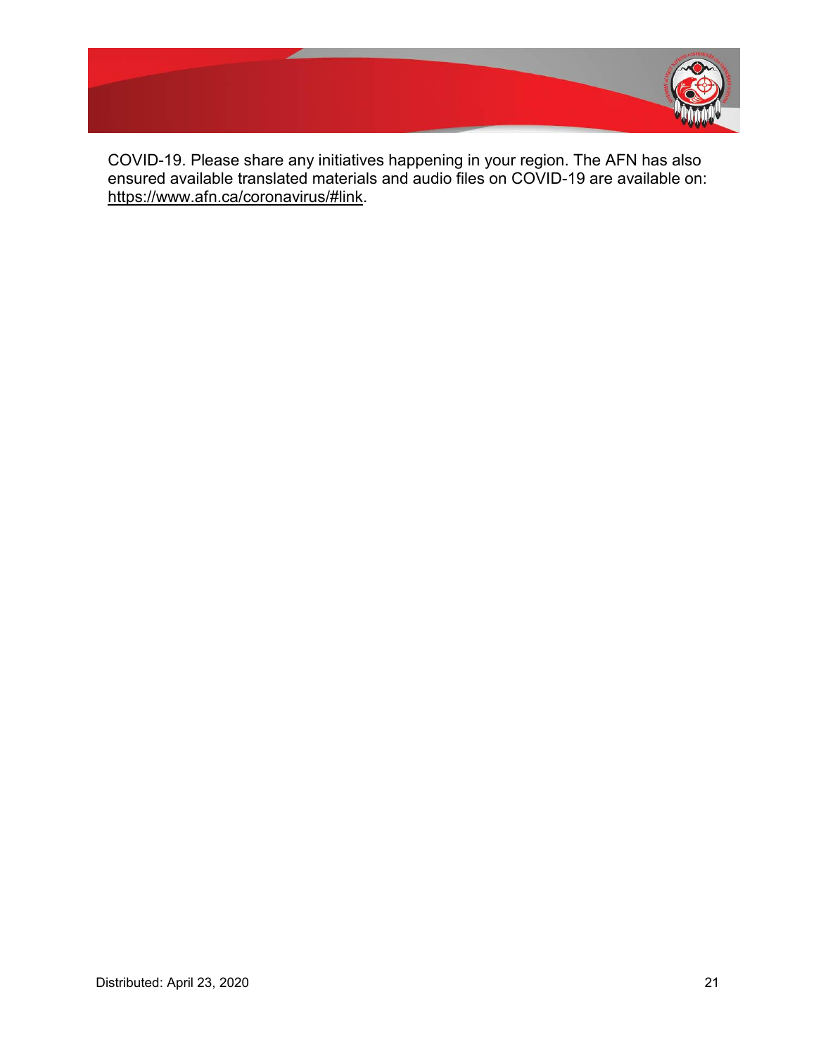COVID-19. Please share any initiatives happening in your region. The AFN has also ensured available translated materials and audio files on COVID-19 are available on: https://www.afn.ca/coronavirus/#link.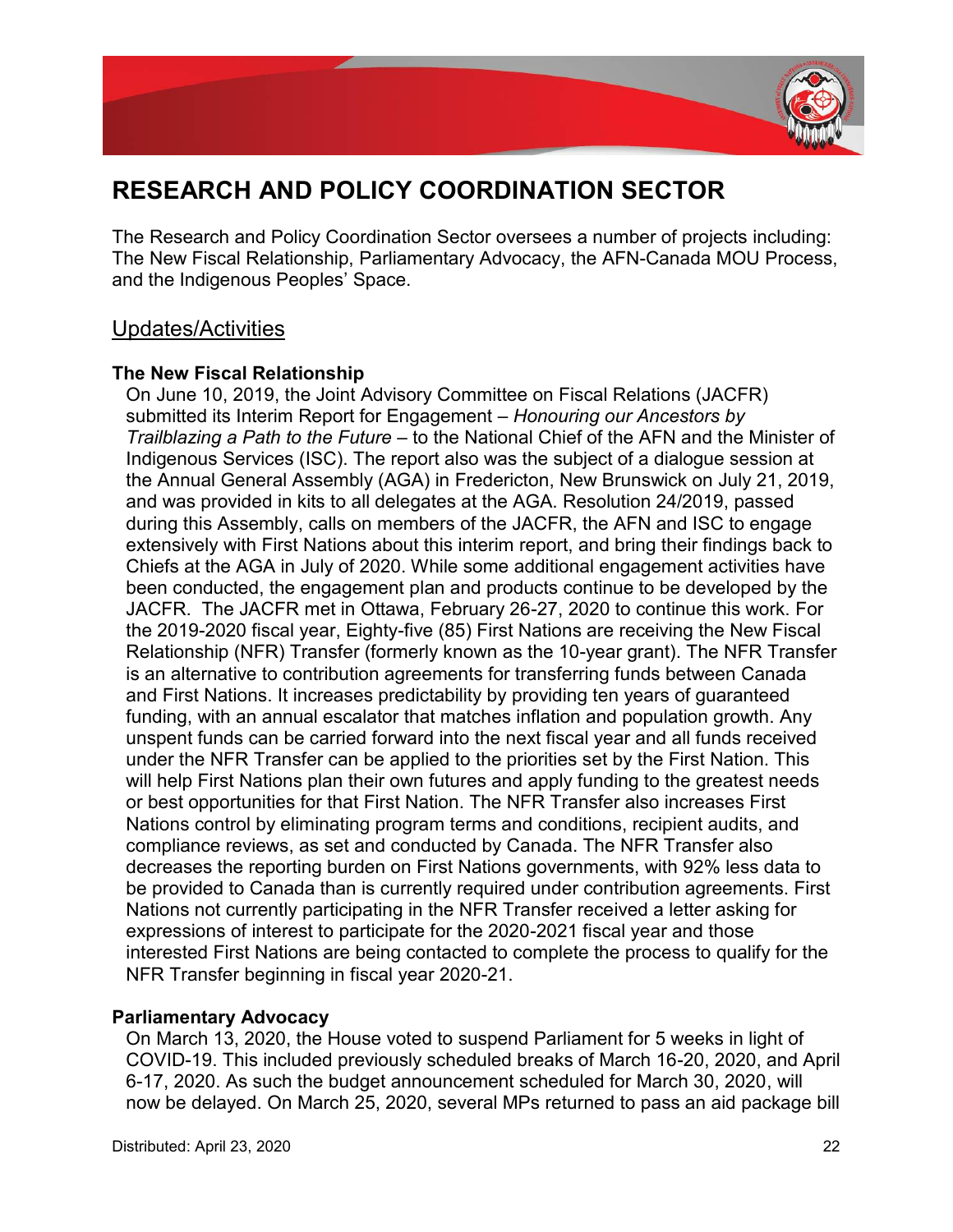# RESEARCH AND POLICY COORDINATION SECTOR

The Research and Policy Coordination Sector oversees a number of projects including: The New Fiscal Relationship, Parliamentary Advocacy, the AFN-Canada MOU Process, and the Indigenous Peoples' Space.

## Updates/Activities

**The New Fiscal Relationship**

On June 10, 2019, the Joint Advisory Committee on Fiscal Relations (JACFR) submitted its Interim Report for Engagement – *Honouring our Ancestors by Trailblazing a Path to the Future* – to the National Chief of the AFN and the Minister of Indigenous Services (ISC). The report also was the subject of a dialogue session at the Annual General Assembly (AGA) in Fredericton, New Brunswick on July 21, 2019, and was provided in kits to all delegates at the AGA. Resolution 24/2019, passed during this Assembly, calls on members of the JACFR, the AFN and ISC to engage extensively with First Nations about this interim report, and bring their findings back to Chiefs at the AGA in July of 2020. While some additional engagement activities have been conducted, the engagement plan and products continue to be developed by the JACFR. The JACFR met in Ottawa, February 26-27, 2020 to continue this work. For the 2019-2020 fiscal year, Eighty-five (85) First Nations are receiving the New Fiscal Relationship (NFR) Transfer (formerly known as the 10-year grant). The NFR Transfer is an alternative to contribution agreements for transferring funds between Canada and First Nations. It increases predictability by providing ten years of guaranteed funding, with an annual escalator that matches inflation and population growth. Any unspent funds can be carried forward into the next fiscal year and all funds received under the NFR Transfer can be applied to the priorities set by the First Nation. This will help First Nations plan their own futures and apply funding to the greatest needs or best opportunities for that First Nation. The NFR Transfer also increases First Nations control by eliminating program terms and conditions, recipient audits, and compliance reviews, as set and conducted by Canada. The NFR Transfer also decreases the reporting burden on First Nations governments, with 92% less data to be provided to Canada than is currently required under contribution agreements. First Nations not currently participating in the NFR Transfer received a letter asking for expressions of interest to participate for the 2020-2021 fiscal year and those interested First Nations are being contacted to complete the process to qualify for the NFR Transfer beginning in fiscal year 2020-21.

**Parliamentary Advocacy**

On March 13, 2020, the House voted to suspend Parliament for 5 weeks in light of COVID-19. This included previously scheduled breaks of March 16-20, 2020, and April 6-17, 2020. As such the budget announcement scheduled for March 30, 2020, will now be delayed. On March 25, 2020, several MPs returned to pass an aid package bill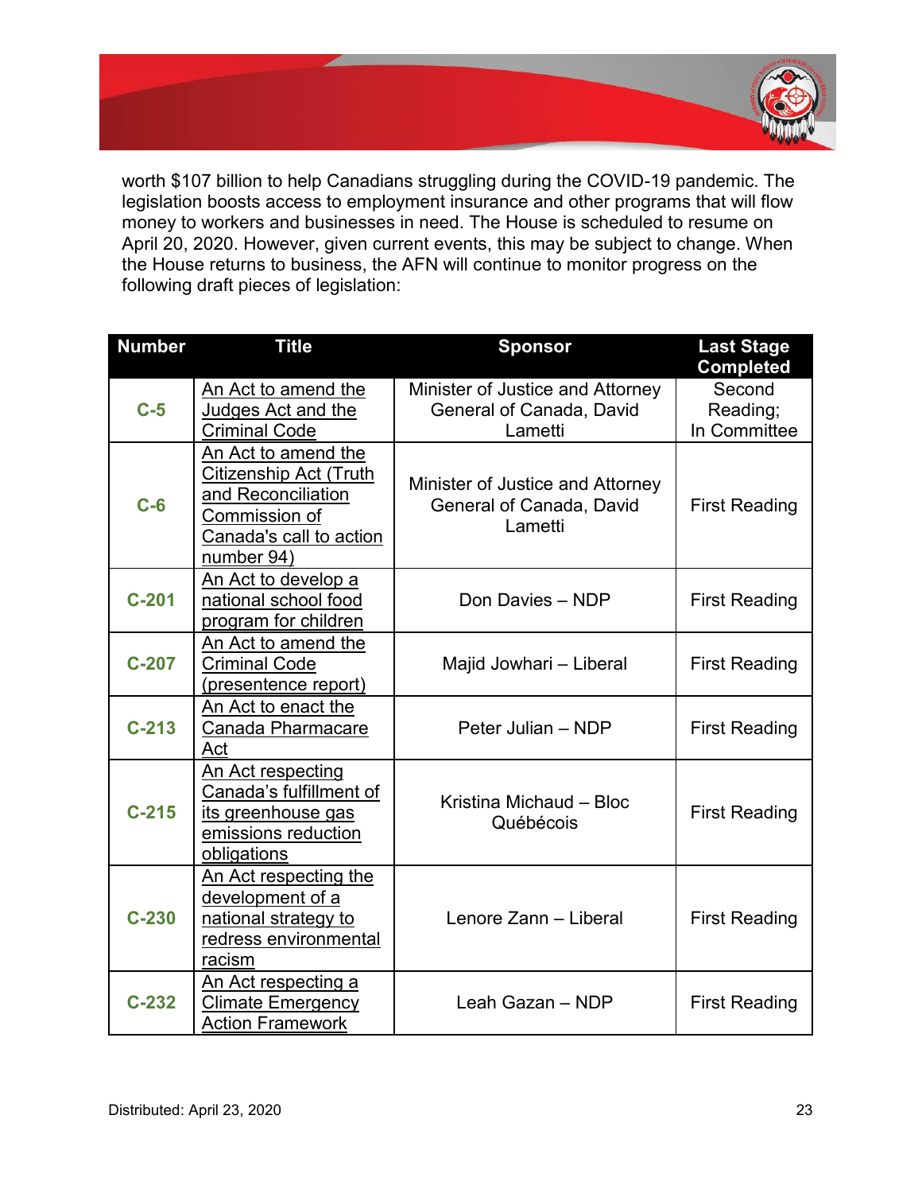worth $107 billion to help Canadians struggling during the COVID-19 pandemic. The legislation boosts access to employment insurance and other programs that will flow money to workers and businesses in need. The House is scheduled to resume on April 20, 2020. However, given current events, this may be subject to change. When the House returns to business, the AFN will continue to monitor progress on the following draft pieces of legislation:

| Number | Title | Sponsor | Last Stage Completed |
|---|---|---|---|
| **C-5** | An Act to amend the Judges Act and the Criminal Code | Minister of Justice and Attorney General of Canada, David Lametti | Second Reading; In Committee |
| **C-6** | An Act to amend the Citizenship Act (Truth and Reconciliation Commission of Canada's call to action number 94) | Minister of Justice and Attorney General of Canada, David Lametti | First Reading |
| **C-201** | An Act to develop a national school food program for children | Don Davies – NDP | First Reading |
| **C-207** | An Act to amend the Criminal Code (presentence report) | Majid Jowhari – Liberal | First Reading |
| **C-213** | An Act to enact the Canada Pharmacare Act | Peter Julian – NDP | First Reading |
| **C-215** | An Act respecting Canada's fulfillment of its greenhouse gas emissions reduction obligations | Kristina Michaud – Bloc Québécois | First Reading |
| **C-230** | An Act respecting the development of a national strategy to redress environmental racism | Lenore Zann – Liberal | First Reading |
| **C-232** | An Act respecting a Climate Emergency Action Framework | Leah Gazan – NDP | First Reading |

Distributed: April 23, 2020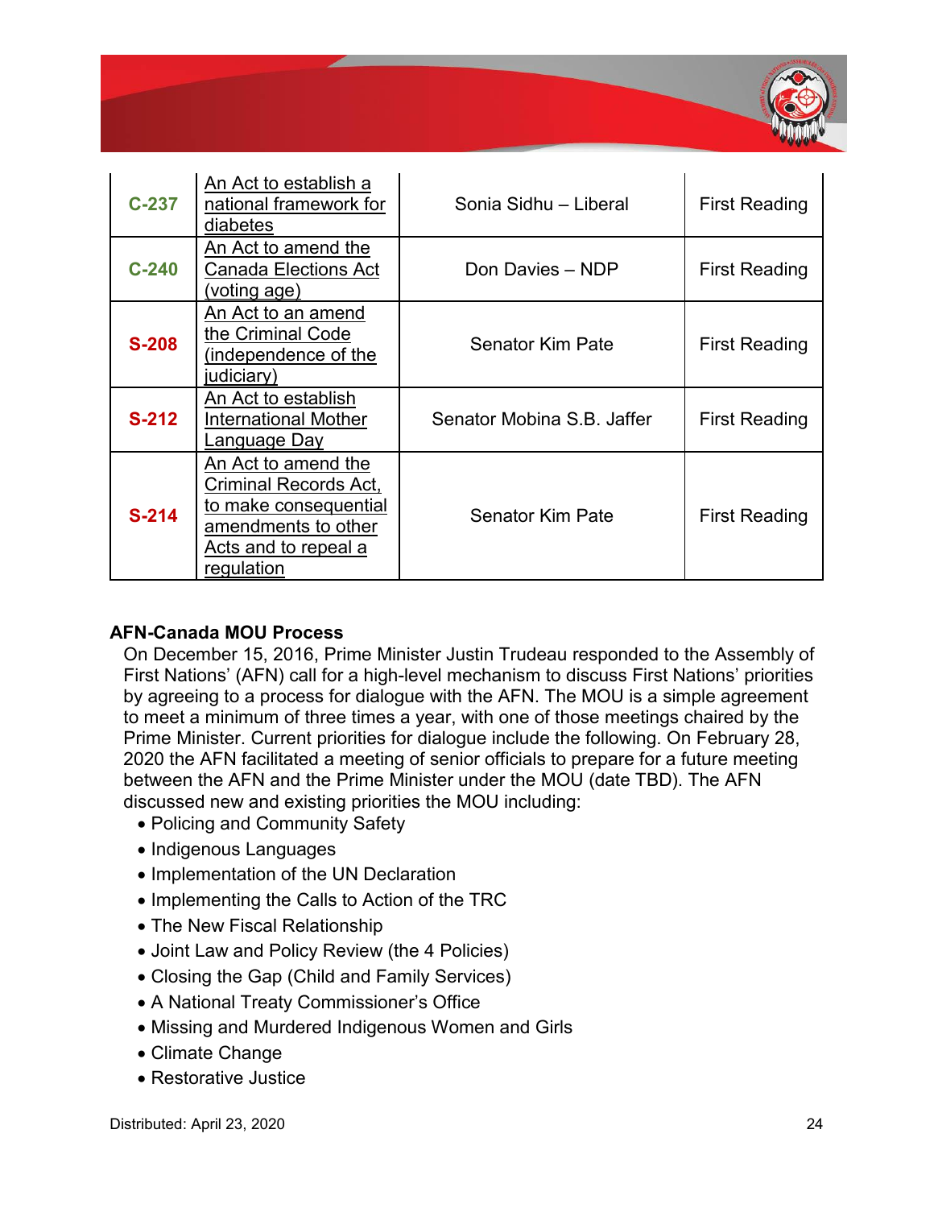| C-237 | An Act to establish a national framework for diabetes | Sonia Sidhu – Liberal | First Reading |
|---|---|---|---|
| C-240 | An Act to amend the Canada Elections Act (voting age) | Don Davies – NDP | First Reading |
| S-208 | An Act to an amend the Criminal Code (independence of the judiciary) | Senator Kim Pate | First Reading |
| S-212 | An Act to establish International Mother Language Day | Senator Mobina S.B. Jaffer | First Reading |
| S-214 | An Act to amend the Criminal Records Act, to make consequential amendments to other Acts and to repeal a regulation | Senator Kim Pate | First Reading |

**AFN-Canada MOU Process**

On December 15, 2016, Prime Minister Justin Trudeau responded to the Assembly of First Nations' (AFN) call for a high-level mechanism to discuss First Nations' priorities by agreeing to a process for dialogue with the AFN. The MOU is a simple agreement to meet a minimum of three times a year, with one of those meetings chaired by the Prime Minister. Current priorities for dialogue include the following. On February 28, 2020 the AFN facilitated a meeting of senior officials to prepare for a future meeting between the AFN and the Prime Minister under the MOU (date TBD). The AFN discussed new and existing priorities the MOU including:

- Policing and Community Safety
- Indigenous Languages
- Implementation of the UN Declaration
- Implementing the Calls to Action of the TRC
- The New Fiscal Relationship
- Joint Law and Policy Review (the 4 Policies)
- Closing the Gap (Child and Family Services)
- A National Treaty Commissioner's Office
- Missing and Murdered Indigenous Women and Girls
- Climate Change
- Restorative Justice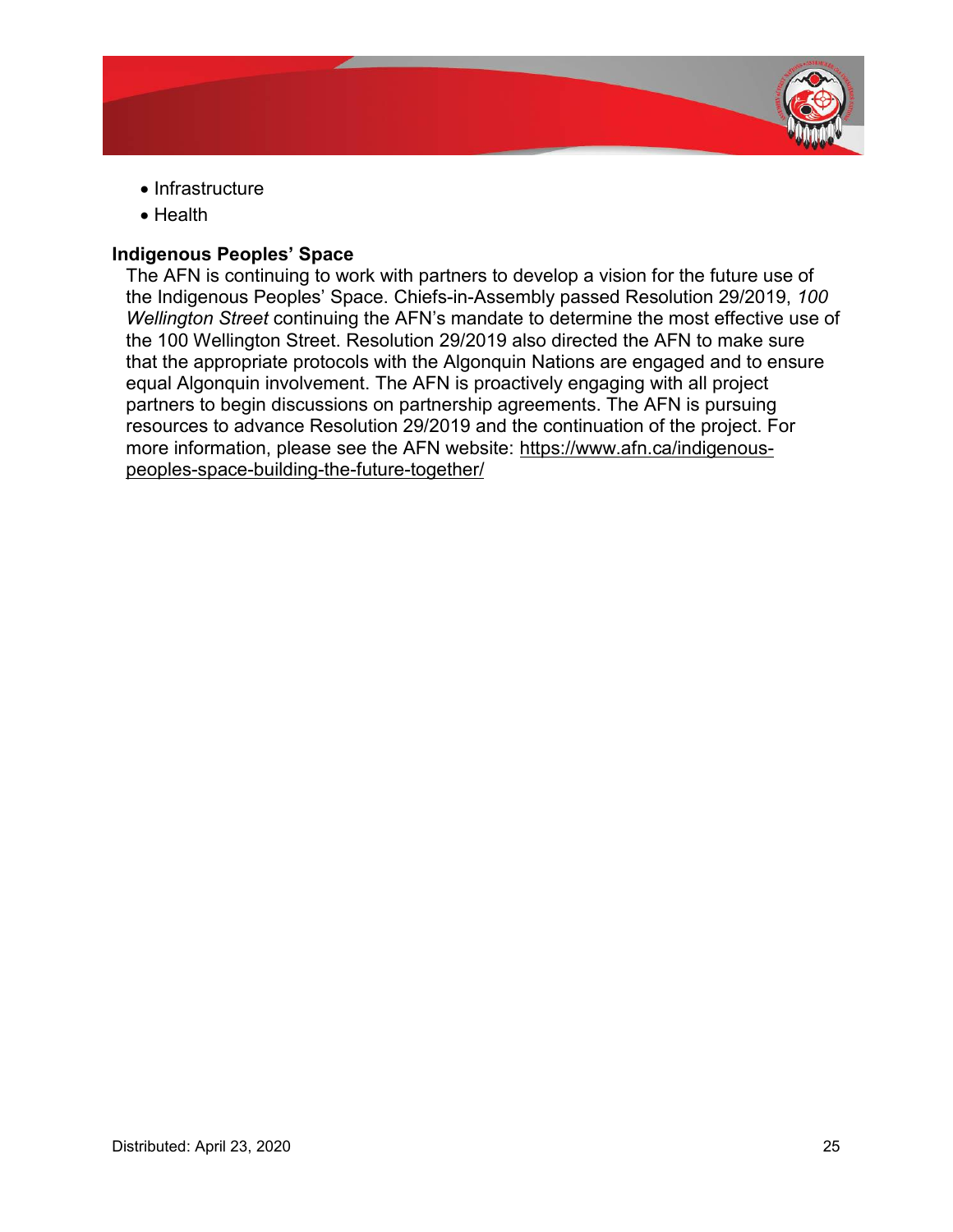- Infrastructure
- Health

**Indigenous Peoples' Space**

The AFN is continuing to work with partners to develop a vision for the future use of the Indigenous Peoples' Space. Chiefs-in-Assembly passed Resolution 29/2019, *100 Wellington Street* continuing the AFN's mandate to determine the most effective use of the 100 Wellington Street. Resolution 29/2019 also directed the AFN to make sure that the appropriate protocols with the Algonquin Nations are engaged and to ensure equal Algonquin involvement. The AFN is proactively engaging with all project partners to begin discussions on partnership agreements. The AFN is pursuing resources to advance Resolution 29/2019 and the continuation of the project. For more information, please see the AFN website: https://www.afn.ca/indigenous-peoples-space-building-the-future-together/

Distributed: April 23, 2020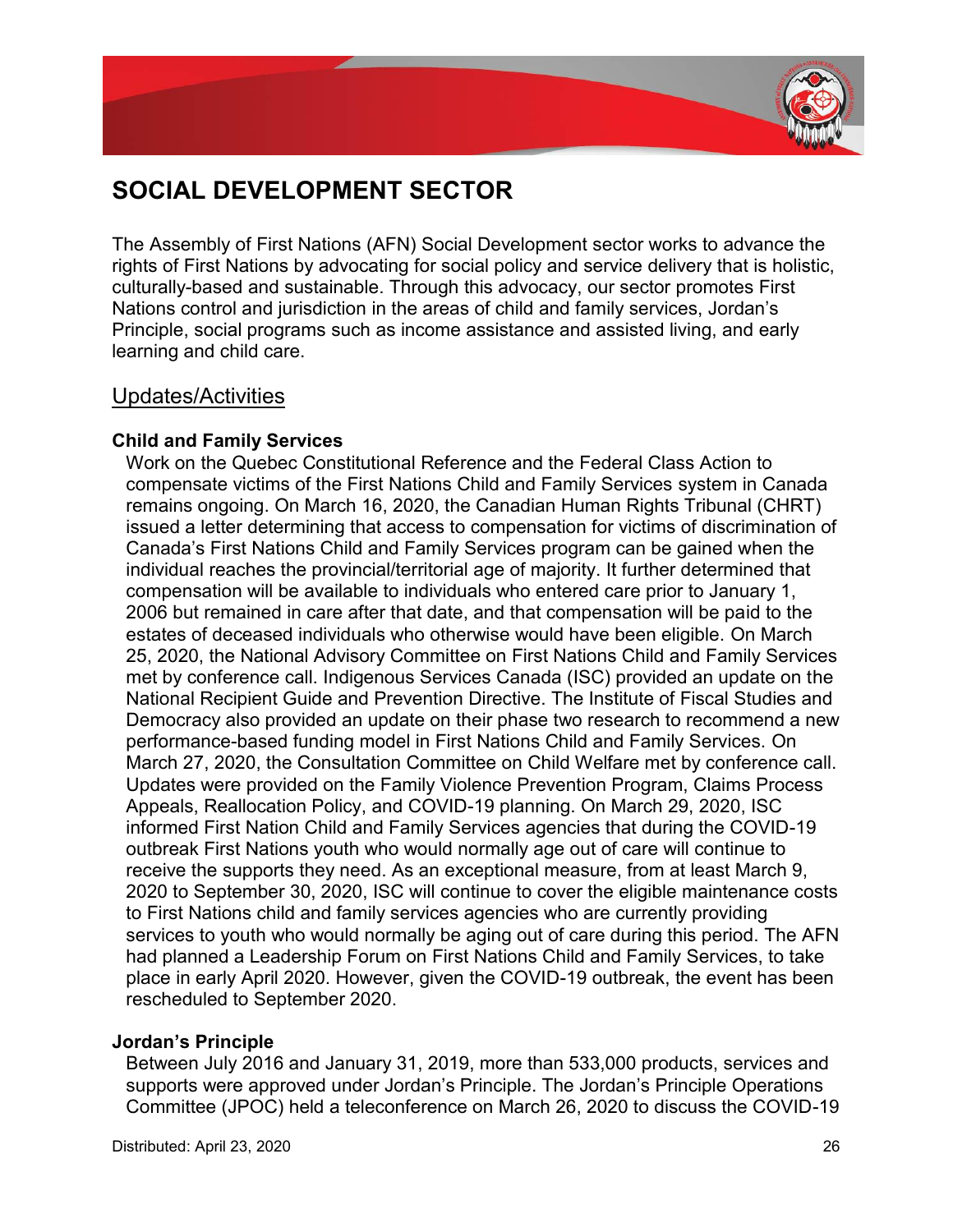# SOCIAL DEVELOPMENT SECTOR

The Assembly of First Nations (AFN) Social Development sector works to advance the rights of First Nations by advocating for social policy and service delivery that is holistic, culturally-based and sustainable. Through this advocacy, our sector promotes First Nations control and jurisdiction in the areas of child and family services, Jordan's Principle, social programs such as income assistance and assisted living, and early learning and child care.

## Updates/Activities

**Child and Family Services**

Work on the Quebec Constitutional Reference and the Federal Class Action to compensate victims of the First Nations Child and Family Services system in Canada remains ongoing. On March 16, 2020, the Canadian Human Rights Tribunal (CHRT) issued a letter determining that access to compensation for victims of discrimination of Canada's First Nations Child and Family Services program can be gained when the individual reaches the provincial/territorial age of majority. It further determined that compensation will be available to individuals who entered care prior to January 1, 2006 but remained in care after that date, and that compensation will be paid to the estates of deceased individuals who otherwise would have been eligible. On March 25, 2020, the National Advisory Committee on First Nations Child and Family Services met by conference call. Indigenous Services Canada (ISC) provided an update on the National Recipient Guide and Prevention Directive. The Institute of Fiscal Studies and Democracy also provided an update on their phase two research to recommend a new performance-based funding model in First Nations Child and Family Services. On March 27, 2020, the Consultation Committee on Child Welfare met by conference call. Updates were provided on the Family Violence Prevention Program, Claims Process Appeals, Reallocation Policy, and COVID-19 planning. On March 29, 2020, ISC informed First Nation Child and Family Services agencies that during the COVID-19 outbreak First Nations youth who would normally age out of care will continue to receive the supports they need. As an exceptional measure, from at least March 9, 2020 to September 30, 2020, ISC will continue to cover the eligible maintenance costs to First Nations child and family services agencies who are currently providing services to youth who would normally be aging out of care during this period. The AFN had planned a Leadership Forum on First Nations Child and Family Services, to take place in early April 2020. However, given the COVID-19 outbreak, the event has been rescheduled to September 2020.

**Jordan's Principle**

Between July 2016 and January 31, 2019, more than 533,000 products, services and supports were approved under Jordan's Principle. The Jordan's Principle Operations Committee (JPOC) held a teleconference on March 26, 2020 to discuss the COVID-19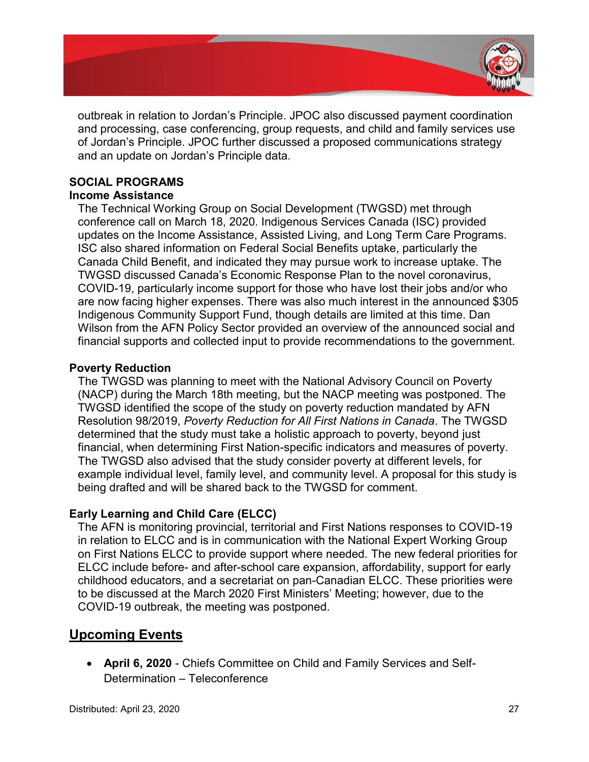outbreak in relation to Jordan's Principle. JPOC also discussed payment coordination and processing, case conferencing, group requests, and child and family services use of Jordan's Principle. JPOC further discussed a proposed communications strategy and an update on Jordan's Principle data.

## SOCIAL PROGRAMS

### Income Assistance

The Technical Working Group on Social Development (TWGSD) met through conference call on March 18, 2020. Indigenous Services Canada (ISC) provided updates on the Income Assistance, Assisted Living, and Long Term Care Programs. ISC also shared information on Federal Social Benefits uptake, particularly the Canada Child Benefit, and indicated they may pursue work to increase uptake. The TWGSD discussed Canada's Economic Response Plan to the novel coronavirus, COVID-19, particularly income support for those who have lost their jobs and/or who are now facing higher expenses. There was also much interest in the announced $305 Indigenous Community Support Fund, though details are limited at this time. Dan Wilson from the AFN Policy Sector provided an overview of the announced social and financial supports and collected input to provide recommendations to the government.

### Poverty Reduction

The TWGSD was planning to meet with the National Advisory Council on Poverty (NACP) during the March 18th meeting, but the NACP meeting was postponed. The TWGSD identified the scope of the study on poverty reduction mandated by AFN Resolution 98/2019, *Poverty Reduction for All First Nations in Canada*. The TWGSD determined that the study must take a holistic approach to poverty, beyond just financial, when determining First Nation-specific indicators and measures of poverty. The TWGSD also advised that the study consider poverty at different levels, for example individual level, family level, and community level. A proposal for this study is being drafted and will be shared back to the TWGSD for comment.

### Early Learning and Child Care (ELCC)

The AFN is monitoring provincial, territorial and First Nations responses to COVID-19 in relation to ELCC and is in communication with the National Expert Working Group on First Nations ELCC to provide support where needed. The new federal priorities for ELCC include before- and after-school care expansion, affordability, support for early childhood educators, and a secretariat on pan-Canadian ELCC. These priorities were to be discussed at the March 2020 First Ministers' Meeting; however, due to the COVID-19 outbreak, the meeting was postponed.

## Upcoming Events

- **April 6, 2020** - Chiefs Committee on Child and Family Services and Self-Determination – Teleconference

Distributed: April 23, 2020